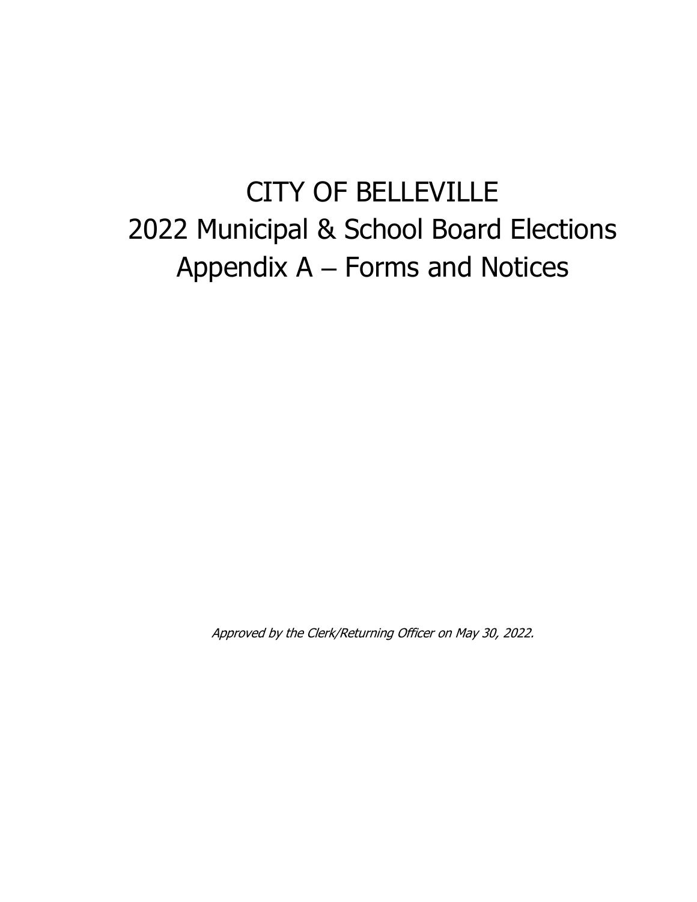# CITY OF BELLEVILLE
# 2022 Municipal & School Board Elections
# Appendix A – Forms and Notices

*Approved by the Clerk/Returning Officer on May 30, 2022.*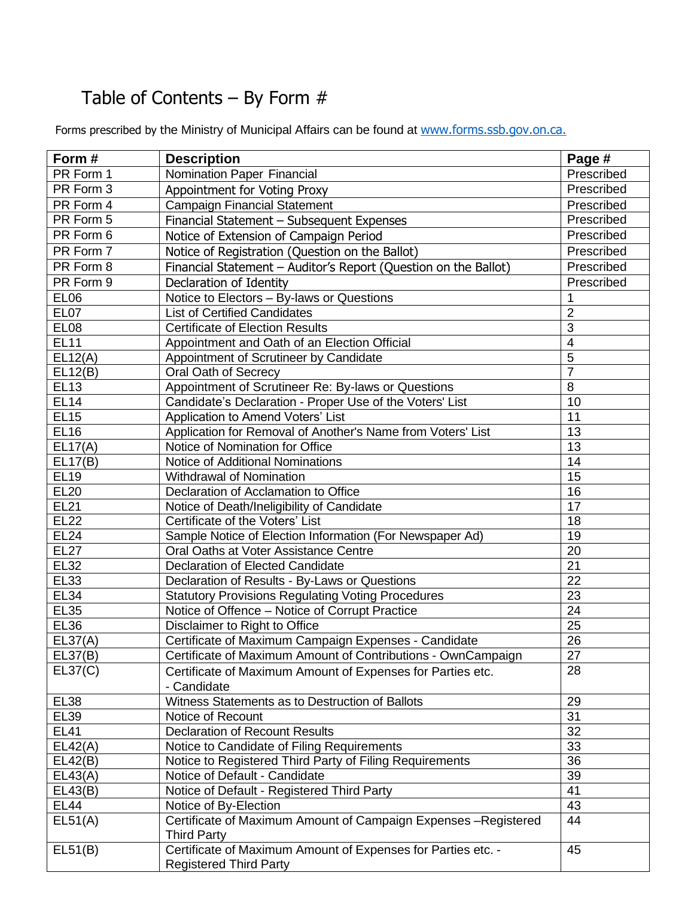# Table of Contents – By Form #

Forms prescribed by the Ministry of Municipal Affairs can be found at www.forms.ssb.gov.on.ca.

| Form # | Description | Page # |
|---|---|---|
| PR Form 1 | Nomination Paper Financial | Prescribed |
| PR Form 3 | Appointment for Voting Proxy | Prescribed |
| PR Form 4 | Campaign Financial Statement | Prescribed |
| PR Form 5 | Financial Statement – Subsequent Expenses | Prescribed |
| PR Form 6 | Notice of Extension of Campaign Period | Prescribed |
| PR Form 7 | Notice of Registration (Question on the Ballot) | Prescribed |
| PR Form 8 | Financial Statement – Auditor's Report (Question on the Ballot) | Prescribed |
| PR Form 9 | Declaration of Identity | Prescribed |
| EL06 | Notice to Electors – By-laws or Questions | 1 |
| EL07 | List of Certified Candidates | 2 |
| EL08 | Certificate of Election Results | 3 |
| EL11 | Appointment and Oath of an Election Official | 4 |
| EL12(A) | Appointment of Scrutineer by Candidate | 5 |
| EL12(B) | Oral Oath of Secrecy | 7 |
| EL13 | Appointment of Scrutineer Re: By-laws or Questions | 8 |
| EL14 | Candidate's Declaration - Proper Use of the Voters' List | 10 |
| EL15 | Application to Amend Voters' List | 11 |
| EL16 | Application for Removal of Another's Name from Voters' List | 13 |
| EL17(A) | Notice of Nomination for Office | 13 |
| EL17(B) | Notice of Additional Nominations | 14 |
| EL19 | Withdrawal of Nomination | 15 |
| EL20 | Declaration of Acclamation to Office | 16 |
| EL21 | Notice of Death/Ineligibility of Candidate | 17 |
| EL22 | Certificate of the Voters' List | 18 |
| EL24 | Sample Notice of Election Information (For Newspaper Ad) | 19 |
| EL27 | Oral Oaths at Voter Assistance Centre | 20 |
| EL32 | Declaration of Elected Candidate | 21 |
| EL33 | Declaration of Results - By-Laws or Questions | 22 |
| EL34 | Statutory Provisions Regulating Voting Procedures | 23 |
| EL35 | Notice of Offence – Notice of Corrupt Practice | 24 |
| EL36 | Disclaimer to Right to Office | 25 |
| EL37(A) | Certificate of Maximum Campaign Expenses - Candidate | 26 |
| EL37(B) | Certificate of Maximum Amount of Contributions - OwnCampaign | 27 |
| EL37(C) | Certificate of Maximum Amount of Expenses for Parties etc. - Candidate | 28 |
| EL38 | Witness Statements as to Destruction of Ballots | 29 |
| EL39 | Notice of Recount | 31 |
| EL41 | Declaration of Recount Results | 32 |
| EL42(A) | Notice to Candidate of Filing Requirements | 33 |
| EL42(B) | Notice to Registered Third Party of Filing Requirements | 36 |
| EL43(A) | Notice of Default - Candidate | 39 |
| EL43(B) | Notice of Default - Registered Third Party | 41 |
| EL44 | Notice of By-Election | 43 |
| EL51(A) | Certificate of Maximum Amount of Campaign Expenses –Registered Third Party | 44 |
| EL51(B) | Certificate of Maximum Amount of Expenses for Parties etc. - Registered Third Party | 45 |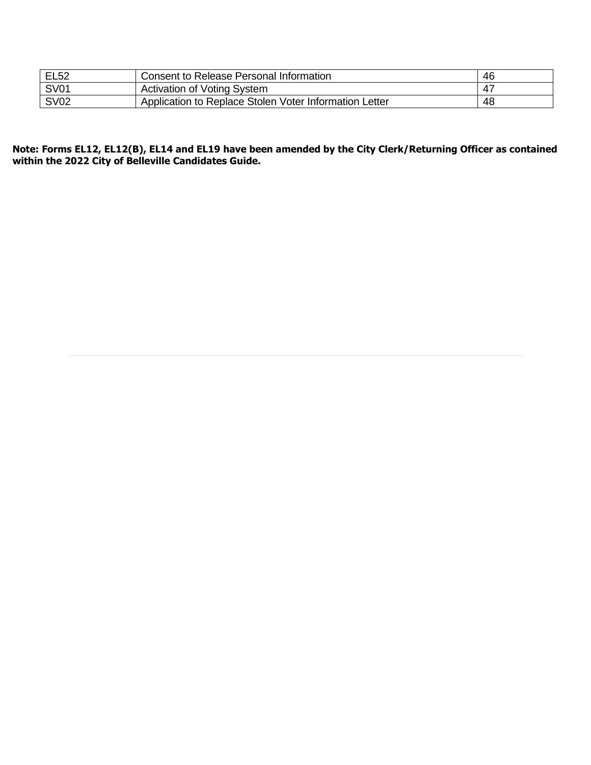| | | |
|---|---|---|
| EL52 | Consent to Release Personal Information | 46 |
| SV01 | Activation of Voting System | 47 |
| SV02 | Application to Replace Stolen Voter Information Letter | 48 |

**Note: Forms EL12, EL12(B), EL14 and EL19 have been amended by the City Clerk/Returning Officer as contained within the 2022 City of Belleville Candidates Guide.**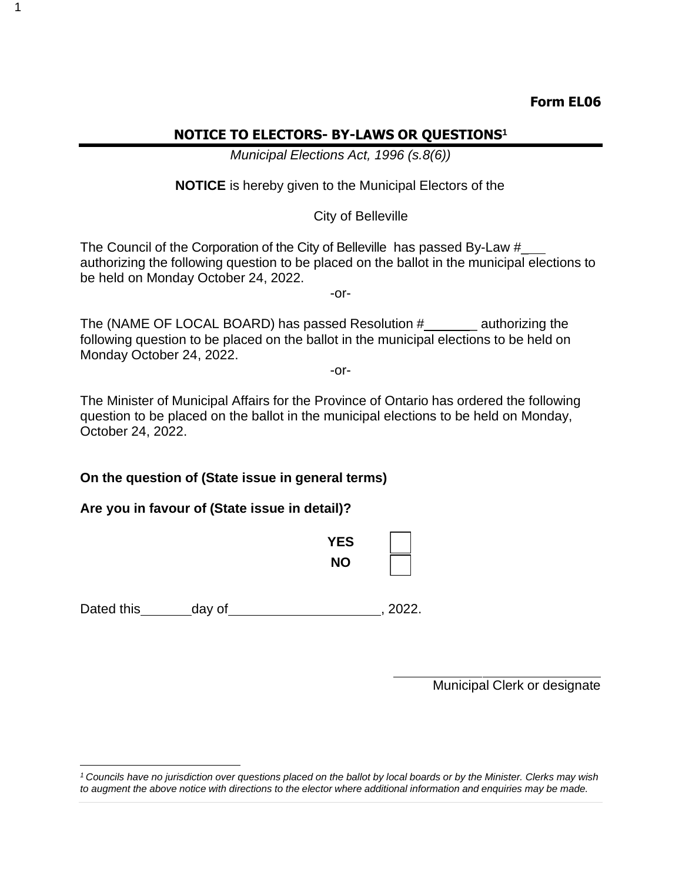**Form EL06**

## NOTICE TO ELECTORS- BY-LAWS OR QUESTIONS[1]

*Municipal Elections Act, 1996 (s.8(6))*

**NOTICE** is hereby given to the Municipal Electors of the

City of Belleville

The Council of the Corporation of the City of Belleville has passed By-Law #\_\_\_ authorizing the following question to be placed on the ballot in the municipal elections to be held on Monday October 24, 2022.

-or-

The (NAME OF LOCAL BOARD) has passed Resolution #\_\_\_\_\_\_\_ authorizing the following question to be placed on the ballot in the municipal elections to be held on Monday October 24, 2022.

-or-

The Minister of Municipal Affairs for the Province of Ontario has ordered the following question to be placed on the ballot in the municipal elections to be held on Monday, October 24, 2022.

**On the question of (State issue in general terms)**

**Are you in favour of (State issue in detail)?**

**YES** ☐

**NO** ☐

Dated this\_\_\_\_\_\_\_day of\_\_\_\_\_\_\_\_\_\_\_\_\_\_\_\_\_\_\_\_, 2022.

\_\_\_\_\_\_\_\_\_\_\_\_\_\_\_\_\_\_\_\_\_\_\_\_\_\_\_\_\_\_

Municipal Clerk or designate

---

*[1] Councils have no jurisdiction over questions placed on the ballot by local boards or by the Minister. Clerks may wish to augment the above notice with directions to the elector where additional information and enquiries may be made.*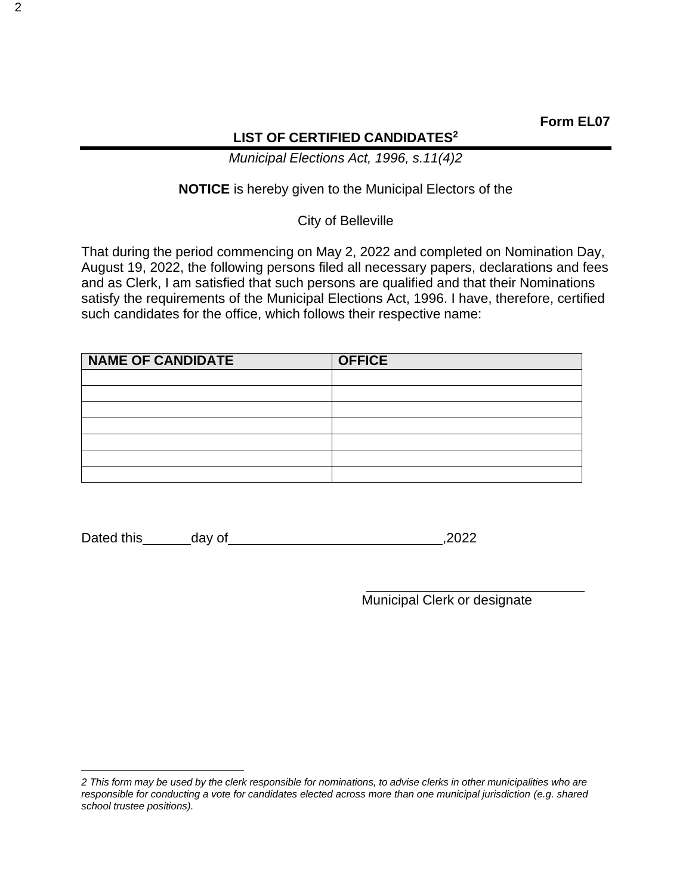**Form EL07**

# LIST OF CERTIFIED CANDIDATES[2]

*Municipal Elections Act, 1996, s.11(4)2*

**NOTICE** is hereby given to the Municipal Electors of the

City of Belleville

That during the period commencing on May 2, 2022 and completed on Nomination Day, August 19, 2022, the following persons filed all necessary papers, declarations and fees and as Clerk, I am satisfied that such persons are qualified and that their Nominations satisfy the requirements of the Municipal Elections Act, 1996. I have, therefore, certified such candidates for the office, which follows their respective name:

| NAME OF CANDIDATE | OFFICE |
|---|---|
| | |
| | |
| | |
| | |
| | |
| | |
| | |

Dated this ______ day of ____________________________ ,2022

______________________________
Municipal Clerk or designate

*2 This form may be used by the clerk responsible for nominations, to advise clerks in other municipalities who are responsible for conducting a vote for candidates elected across more than one municipal jurisdiction (e.g. shared school trustee positions).*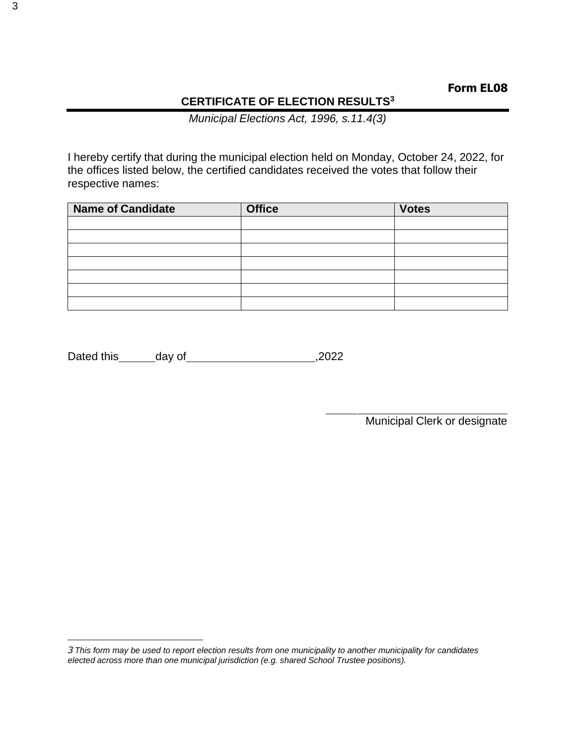**Form EL08**

# CERTIFICATE OF ELECTION RESULTS[3]

*Municipal Elections Act, 1996, s.11.4(3)*

I hereby certify that during the municipal election held on Monday, October 24, 2022, for the offices listed below, the certified candidates received the votes that follow their respective names:

| Name of Candidate | Office | Votes |
|---|---|---|
| | | |
| | | |
| | | |
| | | |
| | | |
| | | |
| | | |

Dated this ______ day of ____________________ ,2022

______________________________
Municipal Clerk or designate

---

*3 This form may be used to report election results from one municipality to another municipality for candidates elected across more than one municipal jurisdiction (e.g. shared School Trustee positions).*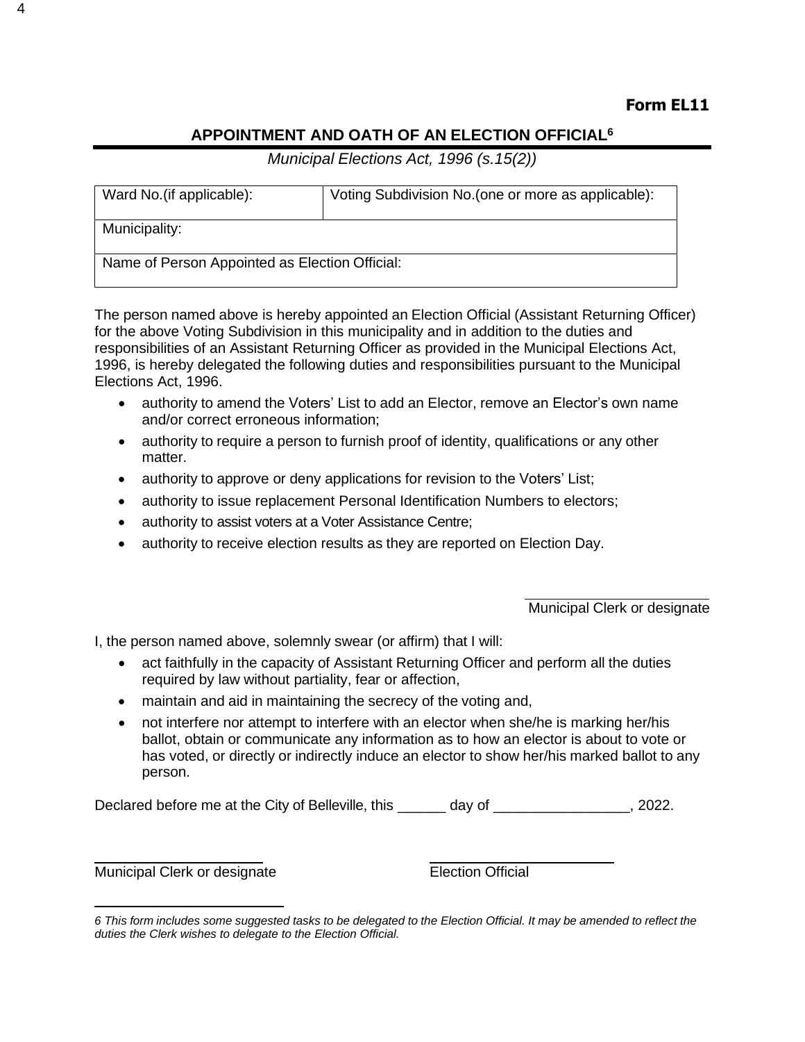**Form EL11**

## APPOINTMENT AND OATH OF AN ELECTION OFFICIAL[6]

*Municipal Elections Act, 1996 (s.15(2))*

| Ward No.(if applicable): | Voting Subdivision No.(one or more as applicable): |
|---|---|
| Municipality: | |
| Name of Person Appointed as Election Official: | |

The person named above is hereby appointed an Election Official (Assistant Returning Officer) for the above Voting Subdivision in this municipality and in addition to the duties and responsibilities of an Assistant Returning Officer as provided in the Municipal Elections Act, 1996, is hereby delegated the following duties and responsibilities pursuant to the Municipal Elections Act, 1996.

- authority to amend the Voters' List to add an Elector, remove an Elector's own name and/or correct erroneous information;
- authority to require a person to furnish proof of identity, qualifications or any other matter.
- authority to approve or deny applications for revision to the Voters' List;
- authority to issue replacement Personal Identification Numbers to electors;
- authority to assist voters at a Voter Assistance Centre;
- authority to receive election results as they are reported on Election Day.

Municipal Clerk or designate

I, the person named above, solemnly swear (or affirm) that I will:

- act faithfully in the capacity of Assistant Returning Officer and perform all the duties required by law without partiality, fear or affection,
- maintain and aid in maintaining the secrecy of the voting and,
- not interfere nor attempt to interfere with an elector when she/he is marking her/his ballot, obtain or communicate any information as to how an elector is about to vote or has voted, or directly or indirectly induce an elector to show her/his marked ballot to any person.

Declared before me at the City of Belleville, this ______ day of _________________, 2022.

Municipal Clerk or designate

Election Official

*6 This form includes some suggested tasks to be delegated to the Election Official. It may be amended to reflect the duties the Clerk wishes to delegate to the Election Official.*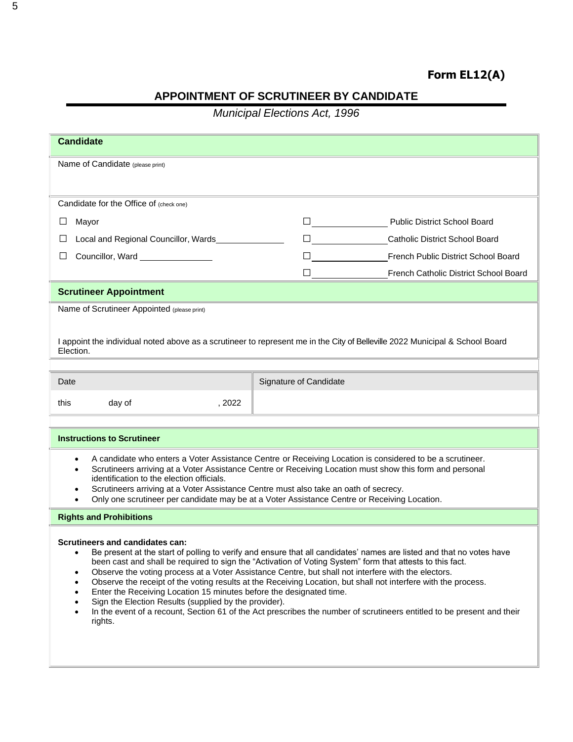**Form EL12(A)**

## APPOINTMENT OF SCRUTINEER BY CANDIDATE

*Municipal Elections Act, 1996*

### Candidate

Name of Candidate (please print)

Candidate for the Office of (check one)

| | |
|---|---|
| ☐ Mayor | ☐ ______________ Public District School Board |
| ☐ Local and Regional Councillor, Wards______________ | ☐ ______________ Catholic District School Board |
| ☐ Councillor, Ward ______________ | ☐ ______________ French Public District School Board |
| | ☐ ______________ French Catholic District School Board |

### Scrutineer Appointment

Name of Scrutineer Appointed (please print)

I appoint the individual noted above as a scrutineer to represent me in the City of Belleville 2022 Municipal & School Board Election.

| Date | Signature of Candidate |
|---|---|
| this day of , 2022 | |

### Instructions to Scrutineer

- A candidate who enters a Voter Assistance Centre or Receiving Location is considered to be a scrutineer.
- Scrutineers arriving at a Voter Assistance Centre or Receiving Location must show this form and personal identification to the election officials.
- Scrutineers arriving at a Voter Assistance Centre must also take an oath of secrecy.
- Only one scrutineer per candidate may be at a Voter Assistance Centre or Receiving Location.

### Rights and Prohibitions

**Scrutineers and candidates can:**

- Be present at the start of polling to verify and ensure that all candidates' names are listed and that no votes have been cast and shall be required to sign the "Activation of Voting System" form that attests to this fact.
- Observe the voting process at a Voter Assistance Centre, but shall not interfere with the electors.
- Observe the receipt of the voting results at the Receiving Location, but shall not interfere with the process.
- Enter the Receiving Location 15 minutes before the designated time.
- Sign the Election Results (supplied by the provider).
- In the event of a recount, Section 61 of the Act prescribes the number of scrutineers entitled to be present and their rights.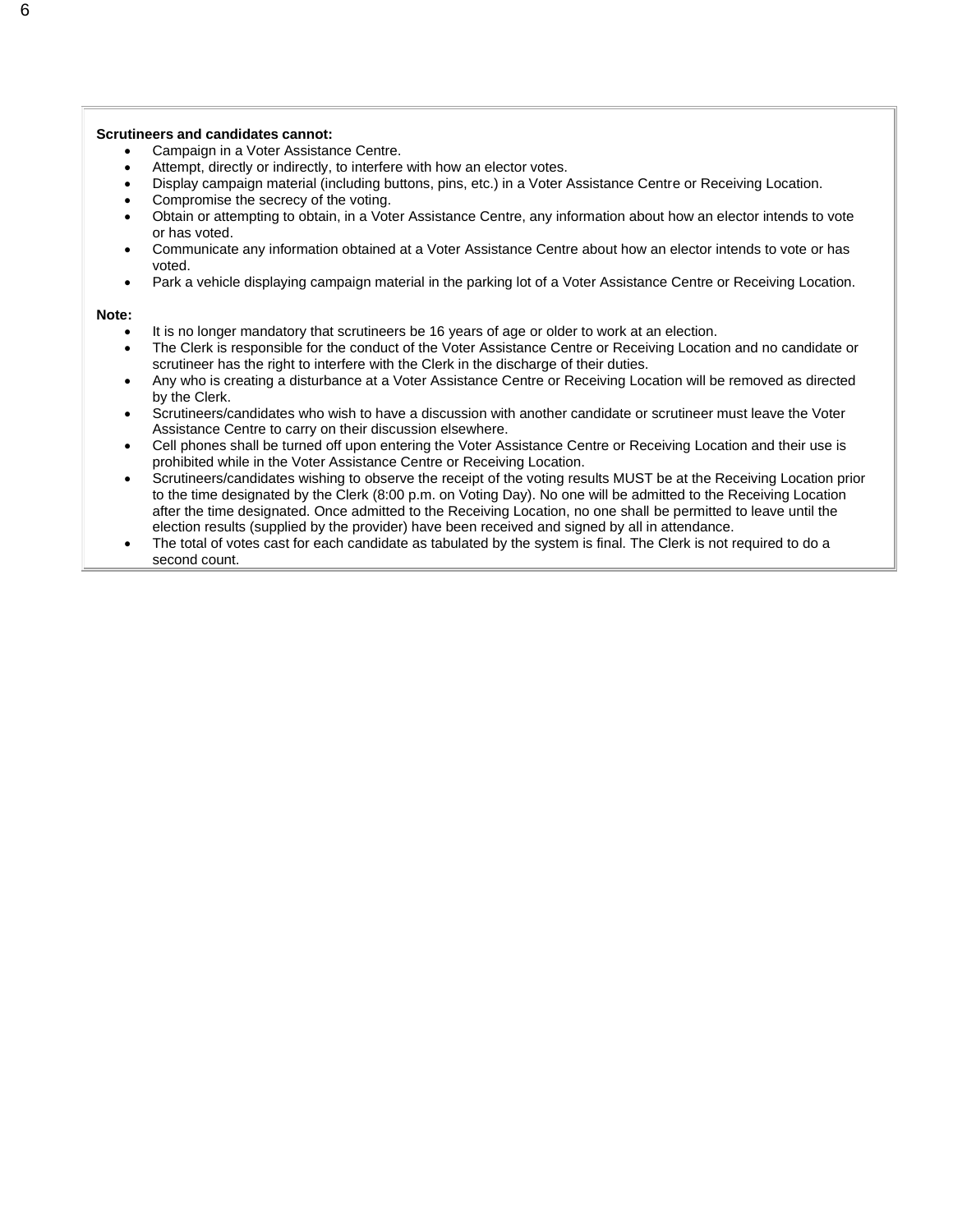**Scrutineers and candidates cannot:**

- Campaign in a Voter Assistance Centre.
- Attempt, directly or indirectly, to interfere with how an elector votes.
- Display campaign material (including buttons, pins, etc.) in a Voter Assistance Centre or Receiving Location.
- Compromise the secrecy of the voting.
- Obtain or attempting to obtain, in a Voter Assistance Centre, any information about how an elector intends to vote or has voted.
- Communicate any information obtained at a Voter Assistance Centre about how an elector intends to vote or has voted.
- Park a vehicle displaying campaign material in the parking lot of a Voter Assistance Centre or Receiving Location.

**Note:**

- It is no longer mandatory that scrutineers be 16 years of age or older to work at an election.
- The Clerk is responsible for the conduct of the Voter Assistance Centre or Receiving Location and no candidate or scrutineer has the right to interfere with the Clerk in the discharge of their duties.
- Any who is creating a disturbance at a Voter Assistance Centre or Receiving Location will be removed as directed by the Clerk.
- Scrutineers/candidates who wish to have a discussion with another candidate or scrutineer must leave the Voter Assistance Centre to carry on their discussion elsewhere.
- Cell phones shall be turned off upon entering the Voter Assistance Centre or Receiving Location and their use is prohibited while in the Voter Assistance Centre or Receiving Location.
- Scrutineers/candidates wishing to observe the receipt of the voting results MUST be at the Receiving Location prior to the time designated by the Clerk (8:00 p.m. on Voting Day). No one will be admitted to the Receiving Location after the time designated. Once admitted to the Receiving Location, no one shall be permitted to leave until the election results (supplied by the provider) have been received and signed by all in attendance.
- The total of votes cast for each candidate as tabulated by the system is final. The Clerk is not required to do a second count.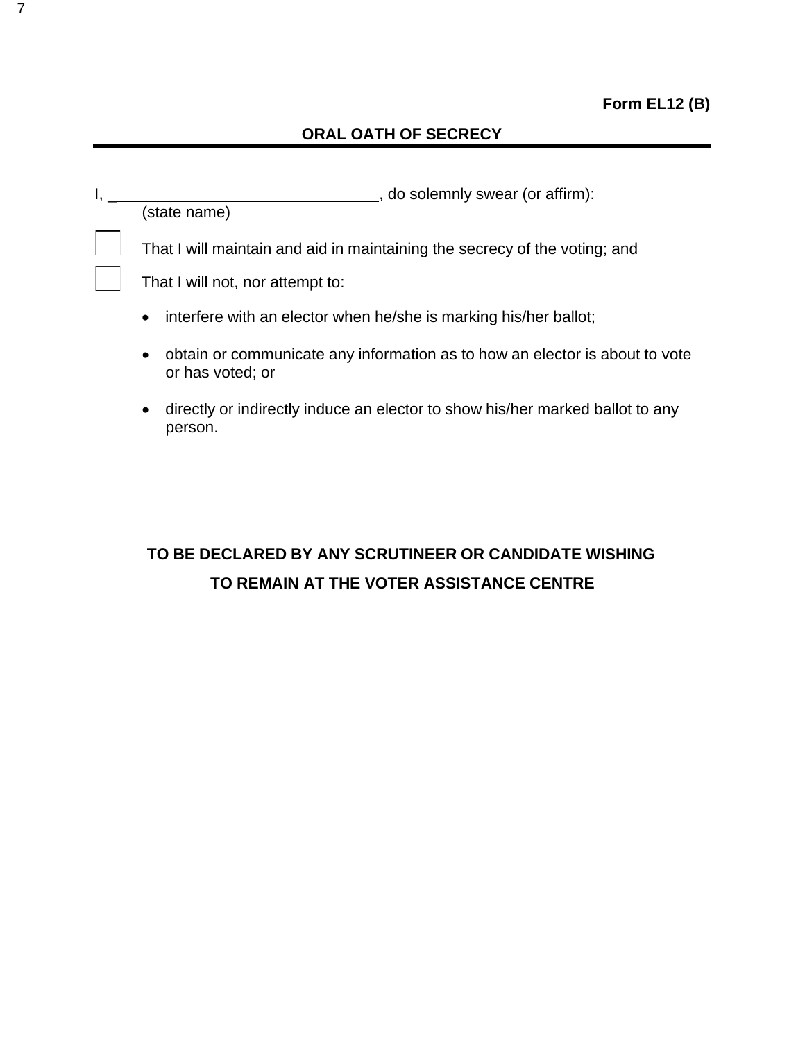**Form EL12 (B)**

## ORAL OATH OF SECRECY

I, ______________________________, do solemnly swear (or affirm):
(state name)

- [ ] That I will maintain and aid in maintaining the secrecy of the voting; and
- [ ] That I will not, nor attempt to:
  - interfere with an elector when he/she is marking his/her ballot;
  - obtain or communicate any information as to how an elector is about to vote or has voted; or
  - directly or indirectly induce an elector to show his/her marked ballot to any person.

**TO BE DECLARED BY ANY SCRUTINEER OR CANDIDATE WISHING TO REMAIN AT THE VOTER ASSISTANCE CENTRE**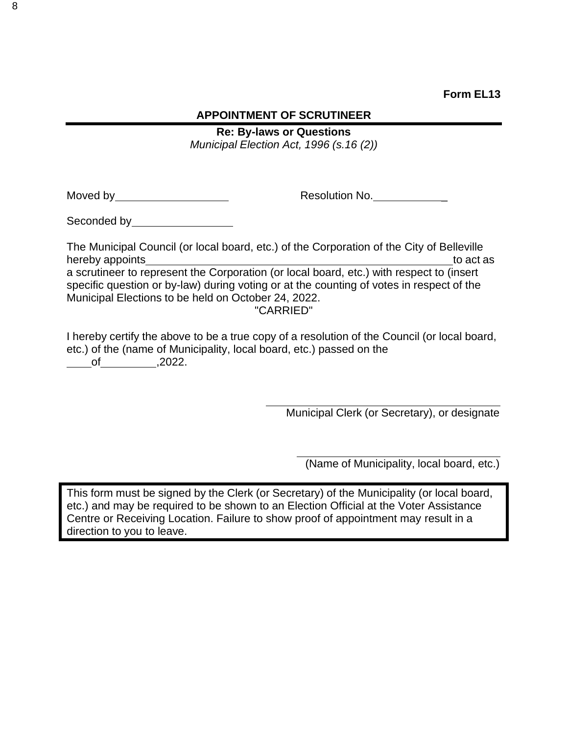**Form EL13**

## APPOINTMENT OF SCRUTINEER

**Re: By-laws or Questions**
*Municipal Election Act, 1996 (s.16 (2))*

Moved by____________________ Resolution No.____________

Seconded by__________________

The Municipal Council (or local board, etc.) of the Corporation of the City of Belleville hereby appoints______________________________________________________to act as a scrutineer to represent the Corporation (or local board, etc.) with respect to (insert specific question or by-law) during voting or at the counting of votes in respect of the Municipal Elections to be held on October 24, 2022.

"CARRIED"

I hereby certify the above to be a true copy of a resolution of the Council (or local board, etc.) of the (name of Municipality, local board, etc.) passed on the ____of__________,2022.

_______________________________________
Municipal Clerk (or Secretary), or designate

_______________________________________
(Name of Municipality, local board, etc.)

This form must be signed by the Clerk (or Secretary) of the Municipality (or local board, etc.) and may be required to be shown to an Election Official at the Voter Assistance Centre or Receiving Location. Failure to show proof of appointment may result in a direction to you to leave.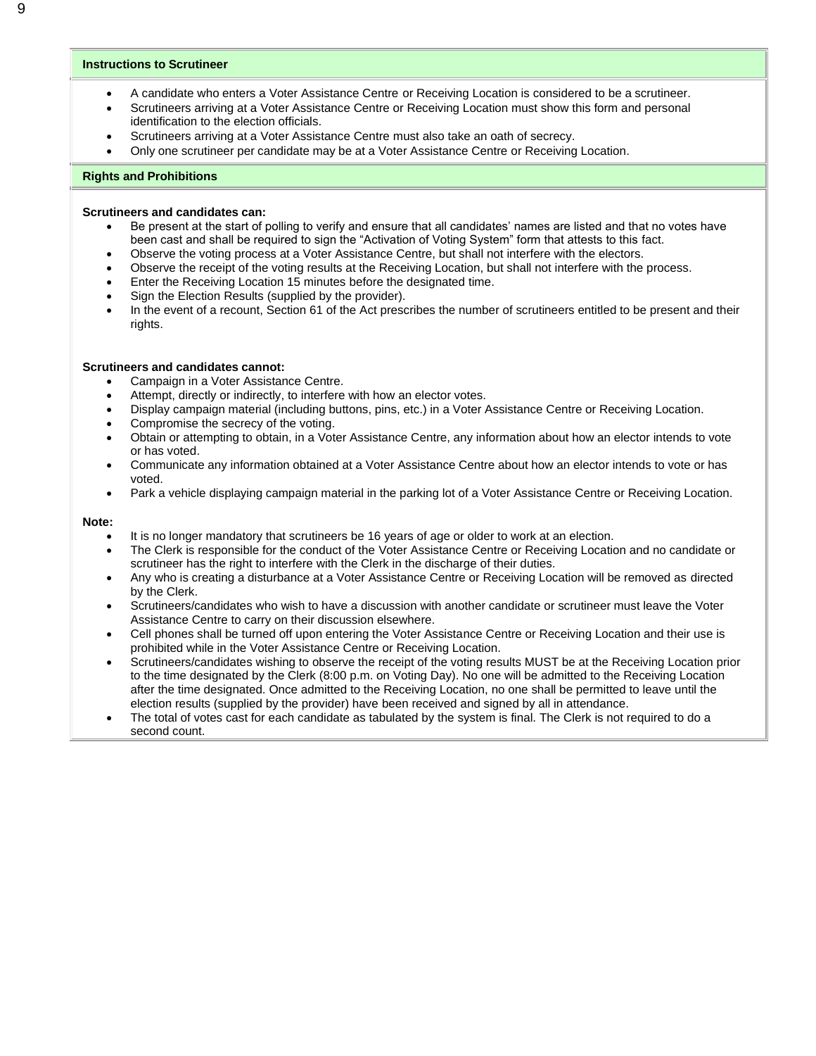## Instructions to Scrutineer

- A candidate who enters a Voter Assistance Centre or Receiving Location is considered to be a scrutineer.
- Scrutineers arriving at a Voter Assistance Centre or Receiving Location must show this form and personal identification to the election officials.
- Scrutineers arriving at a Voter Assistance Centre must also take an oath of secrecy.
- Only one scrutineer per candidate may be at a Voter Assistance Centre or Receiving Location.

## Rights and Prohibitions

**Scrutineers and candidates can:**

- Be present at the start of polling to verify and ensure that all candidates' names are listed and that no votes have been cast and shall be required to sign the "Activation of Voting System" form that attests to this fact.
- Observe the voting process at a Voter Assistance Centre, but shall not interfere with the electors.
- Observe the receipt of the voting results at the Receiving Location, but shall not interfere with the process.
- Enter the Receiving Location 15 minutes before the designated time.
- Sign the Election Results (supplied by the provider).
- In the event of a recount, Section 61 of the Act prescribes the number of scrutineers entitled to be present and their rights.

**Scrutineers and candidates cannot:**

- Campaign in a Voter Assistance Centre.
- Attempt, directly or indirectly, to interfere with how an elector votes.
- Display campaign material (including buttons, pins, etc.) in a Voter Assistance Centre or Receiving Location.
- Compromise the secrecy of the voting.
- Obtain or attempting to obtain, in a Voter Assistance Centre, any information about how an elector intends to vote or has voted.
- Communicate any information obtained at a Voter Assistance Centre about how an elector intends to vote or has voted.
- Park a vehicle displaying campaign material in the parking lot of a Voter Assistance Centre or Receiving Location.

**Note:**

- It is no longer mandatory that scrutineers be 16 years of age or older to work at an election.
- The Clerk is responsible for the conduct of the Voter Assistance Centre or Receiving Location and no candidate or scrutineer has the right to interfere with the Clerk in the discharge of their duties.
- Any who is creating a disturbance at a Voter Assistance Centre or Receiving Location will be removed as directed by the Clerk.
- Scrutineers/candidates who wish to have a discussion with another candidate or scrutineer must leave the Voter Assistance Centre to carry on their discussion elsewhere.
- Cell phones shall be turned off upon entering the Voter Assistance Centre or Receiving Location and their use is prohibited while in the Voter Assistance Centre or Receiving Location.
- Scrutineers/candidates wishing to observe the receipt of the voting results MUST be at the Receiving Location prior to the time designated by the Clerk (8:00 p.m. on Voting Day). No one will be admitted to the Receiving Location after the time designated. Once admitted to the Receiving Location, no one shall be permitted to leave until the election results (supplied by the provider) have been received and signed by all in attendance.
- The total of votes cast for each candidate as tabulated by the system is final. The Clerk is not required to do a second count.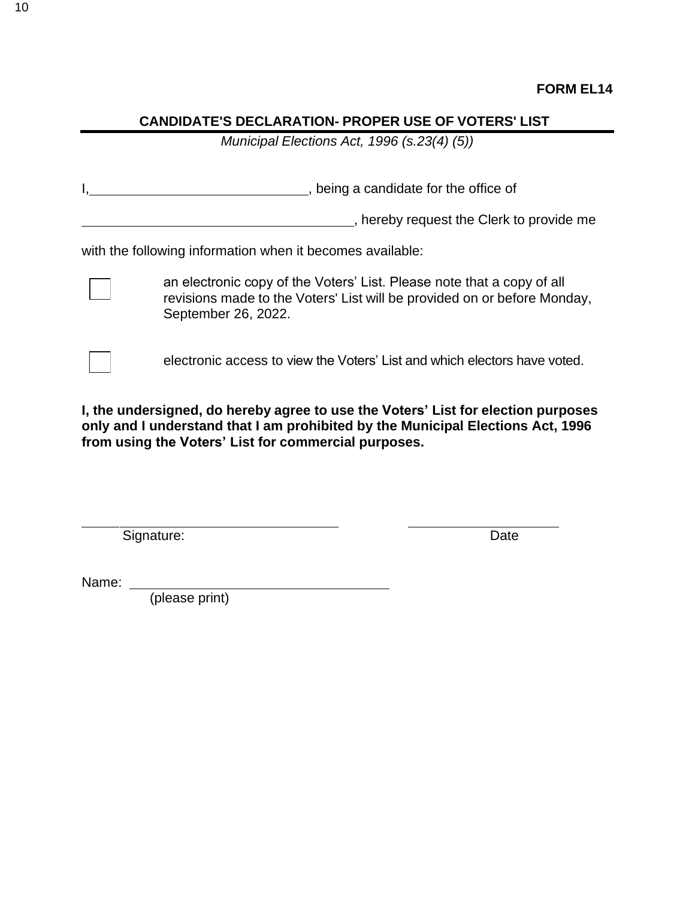**FORM EL14**

## CANDIDATE'S DECLARATION- PROPER USE OF VOTERS' LIST

*Municipal Elections Act, 1996 (s.23(4) (5))*

I,\_\_\_\_\_\_\_\_\_\_\_\_\_\_\_\_\_\_\_\_\_\_\_\_\_\_\_\_\_\_, being a candidate for the office of

\_\_\_\_\_\_\_\_\_\_\_\_\_\_\_\_\_\_\_\_\_\_\_\_\_\_\_\_\_\_\_\_\_\_\_\_\_\_, hereby request the Clerk to provide me

with the following information when it becomes available:

☐ an electronic copy of the Voters' List. Please note that a copy of all revisions made to the Voters' List will be provided on or before Monday, September 26, 2022.

☐ electronic access to view the Voters' List and which electors have voted.

**I, the undersigned, do hereby agree to use the Voters' List for election purposes only and I understand that I am prohibited by the Municipal Elections Act, 1996 from using the Voters' List for commercial purposes.**

\_\_\_\_\_\_\_\_\_\_\_\_\_\_\_\_\_\_\_\_\_\_\_\_\_\_\_\_\_\_\_\_\_\_\_\_\_\_ \_\_\_\_\_\_\_\_\_\_\_\_\_\_\_\_\_\_\_\_\_\_

Signature: Date

Name: \_\_\_\_\_\_\_\_\_\_\_\_\_\_\_\_\_\_\_\_\_\_\_\_\_\_\_\_\_\_\_\_\_\_\_\_\_\_

(please print)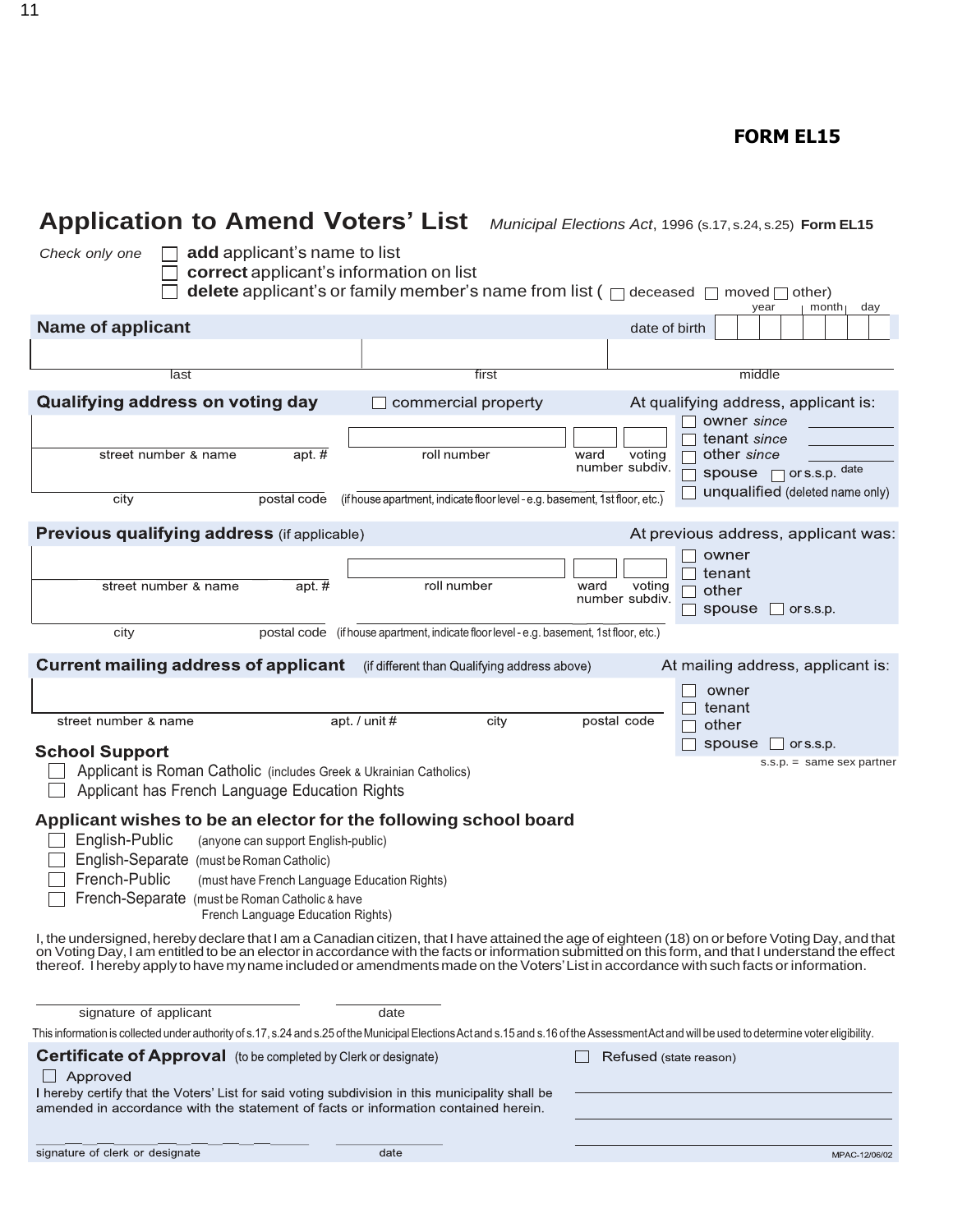**FORM EL15**

# Application to Amend Voters' List

*Municipal Elections Act*, 1996 (s.17, s.24, s.25) **Form EL15**

*Check only one*

- ☐ **add** applicant's name to list
- ☐ **correct** applicant's information on list
- ☐ **delete** applicant's or family member's name from list ( ☐ deceased ☐ moved ☐ other)

## Name of applicant

date of birth: year | month | day

| last | first | middle |
|---|---|---|
| | | |

## Qualifying address on voting day

☐ commercial property

street number & name | apt. # | roll number | ward | voting number subdiv.

city | postal code | (if house apartment, indicate floor level - e.g. basement, 1st floor, etc.)

At qualifying address, applicant is:

- ☐ owner *since* ________
- ☐ tenant *since* ________
- ☐ other *since* ________
- ☐ spouse ☐ or s.s.p. date
- ☐ unqualified (deleted name only)

## Previous qualifying address (if applicable)

street number & name | apt. # | roll number | ward | voting number subdiv.

city | postal code | (if house apartment, indicate floor level - e.g. basement, 1st floor, etc.)

At previous address, applicant was:

- ☐ owner
- ☐ tenant
- ☐ other
- ☐ spouse ☐ or s.s.p.

## Current mailing address of applicant (if different than Qualifying address above)

street number & name | apt. / unit # | city | postal code

At mailing address, applicant is:

- ☐ owner
- ☐ tenant
- ☐ other
- ☐ spouse ☐ or s.s.p.

s.s.p. = same sex partner

## School Support

- ☐ Applicant is Roman Catholic (includes Greek & Ukrainian Catholics)
- ☐ Applicant has French Language Education Rights

## Applicant wishes to be an elector for the following school board

- ☐ English-Public (anyone can support English-public)
- ☐ English-Separate (must be Roman Catholic)
- ☐ French-Public (must have French Language Education Rights)
- ☐ French-Separate (must be Roman Catholic & have French Language Education Rights)

I, the undersigned, hereby declare that I am a Canadian citizen, that I have attained the age of eighteen (18) on or before Voting Day, and that on Voting Day, I am entitled to be an elector in accordance with the facts or information submitted on this form, and that I understand the effect thereof. I hereby apply to have my name included or amendments made on the Voters' List in accordance with such facts or information.

________________________ ____________
signature of applicant date

This information is collected under authority of s.17, s.24 and s.25 of the Municipal Elections Act and s.15 and s.16 of the Assessment Act and will be used to determine voter eligibility.

## Certificate of Approval (to be completed by Clerk or designate)

☐ Approved

I hereby certify that the Voters' List for said voting subdivision in this municipality shall be amended in accordance with the statement of facts or information contained herein.

☐ Refused (state reason)

________________________ ____________
signature of clerk or designate date

MPAC-12/06/02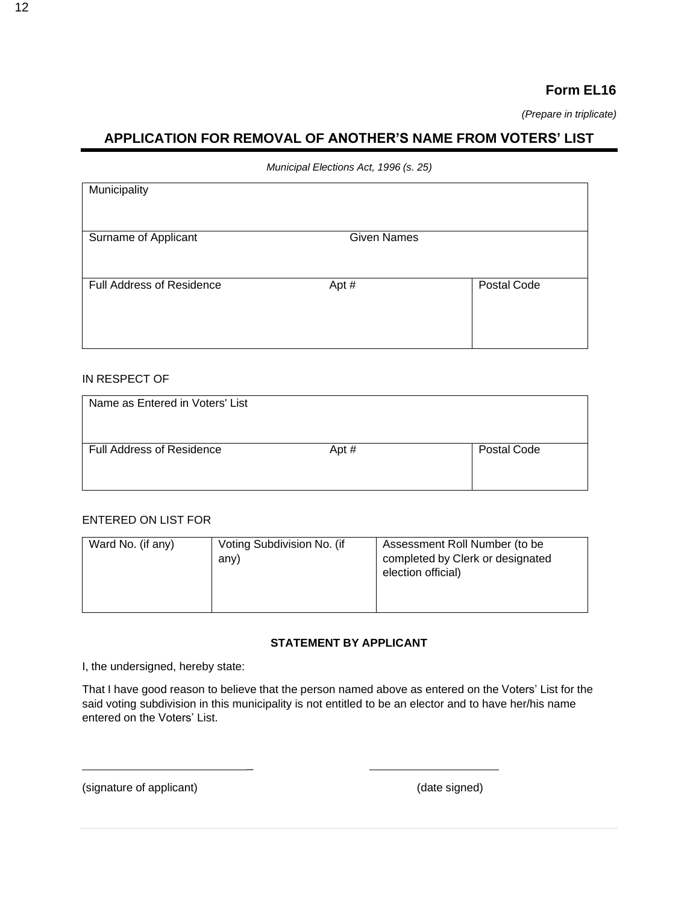**Form EL16**

*(Prepare in triplicate)*

# APPLICATION FOR REMOVAL OF ANOTHER'S NAME FROM VOTERS' LIST

*Municipal Elections Act, 1996 (s. 25)*

| | | |
|---|---|---|
| Municipality | | |
| Surname of Applicant | Given Names | |
| Full Address of Residence | Apt # | Postal Code |

IN RESPECT OF

| | | |
|---|---|---|
| Name as Entered in Voters' List | | |
| Full Address of Residence | Apt # | Postal Code |

ENTERED ON LIST FOR

| Ward No. (if any) | Voting Subdivision No. (if any) | Assessment Roll Number (to be completed by Clerk or designated election official) |
|---|---|---|
| | | |

**STATEMENT BY APPLICANT**

I, the undersigned, hereby state:

That I have good reason to believe that the person named above as entered on the Voters' List for the said voting subdivision in this municipality is not entitled to be an elector and to have her/his name entered on the Voters' List.

(signature of applicant) (date signed)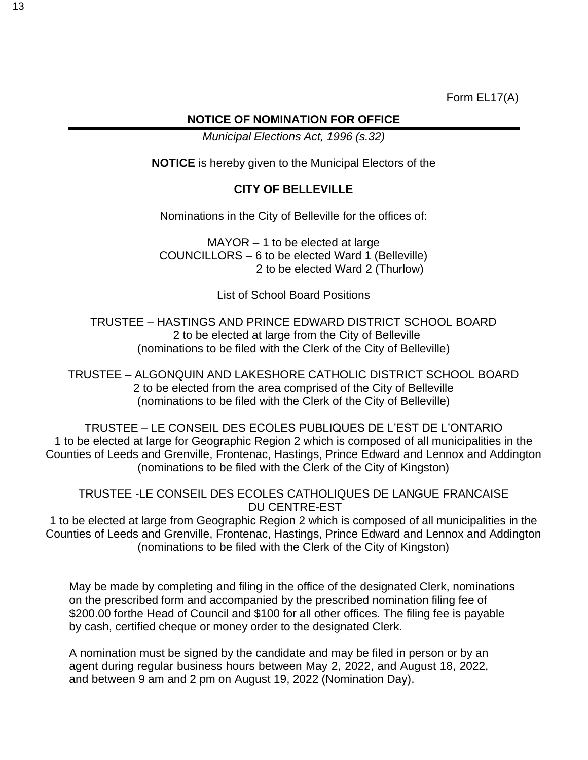Form EL17(A)

## NOTICE OF NOMINATION FOR OFFICE

*Municipal Elections Act, 1996 (s.32)*

**NOTICE** is hereby given to the Municipal Electors of the

**CITY OF BELLEVILLE**

Nominations in the City of Belleville for the offices of:

MAYOR – 1 to be elected at large
COUNCILLORS – 6 to be elected Ward 1 (Belleville)
2 to be elected Ward 2 (Thurlow)

List of School Board Positions

TRUSTEE – HASTINGS AND PRINCE EDWARD DISTRICT SCHOOL BOARD
2 to be elected at large from the City of Belleville
(nominations to be filed with the Clerk of the City of Belleville)

TRUSTEE – ALGONQUIN AND LAKESHORE CATHOLIC DISTRICT SCHOOL BOARD
2 to be elected from the area comprised of the City of Belleville
(nominations to be filed with the Clerk of the City of Belleville)

TRUSTEE – LE CONSEIL DES ECOLES PUBLIQUES DE L'EST DE L'ONTARIO
1 to be elected at large for Geographic Region 2 which is composed of all municipalities in the Counties of Leeds and Grenville, Frontenac, Hastings, Prince Edward and Lennox and Addington
(nominations to be filed with the Clerk of the City of Kingston)

TRUSTEE -LE CONSEIL DES ECOLES CATHOLIQUES DE LANGUE FRANCAISE DU CENTRE-EST
1 to be elected at large from Geographic Region 2 which is composed of all municipalities in the Counties of Leeds and Grenville, Frontenac, Hastings, Prince Edward and Lennox and Addington
(nominations to be filed with the Clerk of the City of Kingston)

May be made by completing and filing in the office of the designated Clerk, nominations on the prescribed form and accompanied by the prescribed nomination filing fee of $200.00 forthe Head of Council and $100 for all other offices. The filing fee is payable by cash, certified cheque or money order to the designated Clerk.

A nomination must be signed by the candidate and may be filed in person or by an agent during regular business hours between May 2, 2022, and August 18, 2022, and between 9 am and 2 pm on August 19, 2022 (Nomination Day).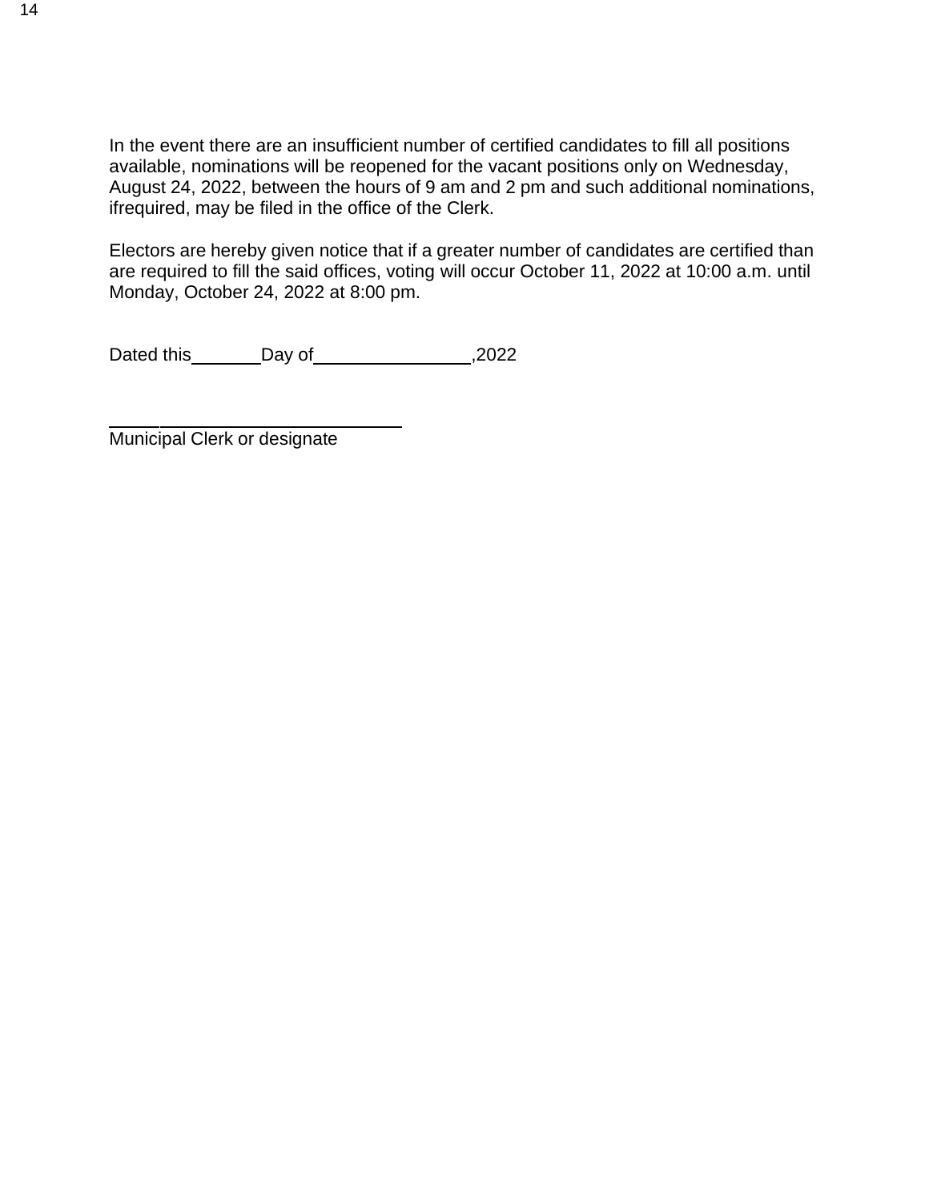In the event there are an insufficient number of certified candidates to fill all positions available, nominations will be reopened for the vacant positions only on Wednesday, August 24, 2022, between the hours of 9 am and 2 pm and such additional nominations, ifrequired, may be filed in the office of the Clerk.

Electors are hereby given notice that if a greater number of candidates are certified than are required to fill the said offices, voting will occur October 11, 2022 at 10:00 a.m. until Monday, October 24, 2022 at 8:00 pm.

Dated this_______Day of_______________,2022

_____________________________
Municipal Clerk or designate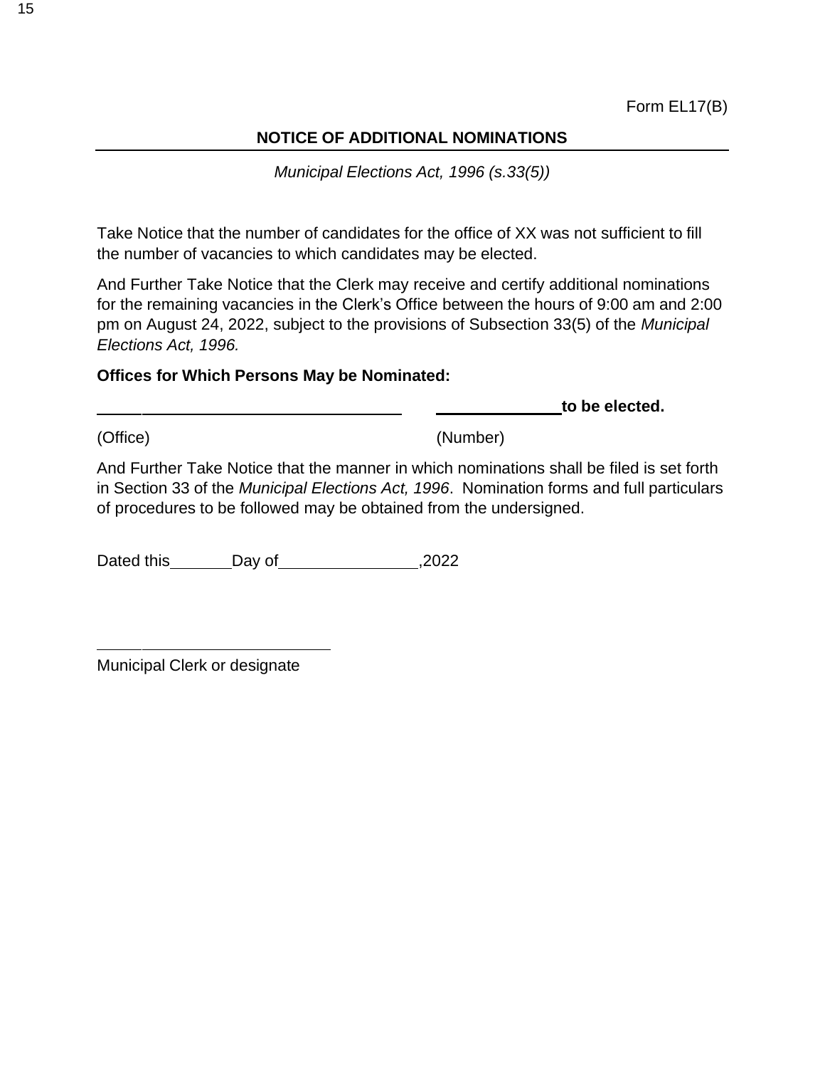Form EL17(B)

## NOTICE OF ADDITIONAL NOMINATIONS

*Municipal Elections Act, 1996 (s.33(5))*

Take Notice that the number of candidates for the office of XX was not sufficient to fill the number of vacancies to which candidates may be elected.

And Further Take Notice that the Clerk may receive and certify additional nominations for the remaining vacancies in the Clerk's Office between the hours of 9:00 am and 2:00 pm on August 24, 2022, subject to the provisions of Subsection 33(5) of the *Municipal Elections Act, 1996.*

**Offices for Which Persons May be Nominated:**

______________________________ ______________ **to be elected.**

(Office) (Number)

And Further Take Notice that the manner in which nominations shall be filed is set forth in Section 33 of the *Municipal Elections Act, 1996*. Nomination forms and full particulars of procedures to be followed may be obtained from the undersigned.

Dated this_______Day of_______________,2022

__________________________

Municipal Clerk or designate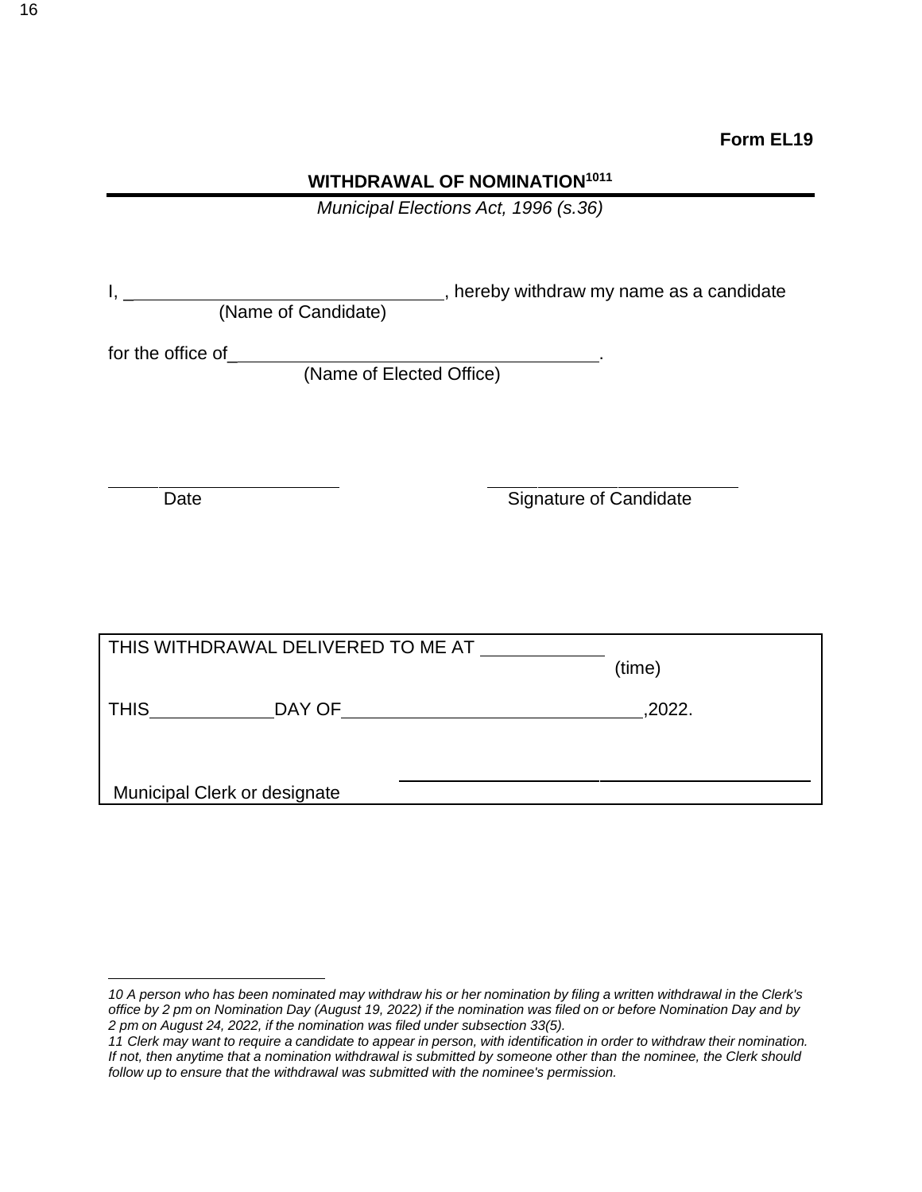**Form EL19**

## WITHDRAWAL OF NOMINATION[10][11]

*Municipal Elections Act, 1996 (s.36)*

I, ________________________________, hereby withdraw my name as a candidate
(Name of Candidate)

for the office of_____________________________________.
(Name of Elected Office)

______________________ Date

______________________ Signature of Candidate

| |
|---|
| THIS WITHDRAWAL DELIVERED TO ME AT ____________ (time) |
| THIS____________DAY OF______________________________,2022. |
| Municipal Clerk or designate ______________________________ |

---

*10 A person who has been nominated may withdraw his or her nomination by filing a written withdrawal in the Clerk's office by 2 pm on Nomination Day (August 19, 2022) if the nomination was filed on or before Nomination Day and by 2 pm on August 24, 2022, if the nomination was filed under subsection 33(5).*

*11 Clerk may want to require a candidate to appear in person, with identification in order to withdraw their nomination. If not, then anytime that a nomination withdrawal is submitted by someone other than the nominee, the Clerk should follow up to ensure that the withdrawal was submitted with the nominee's permission.*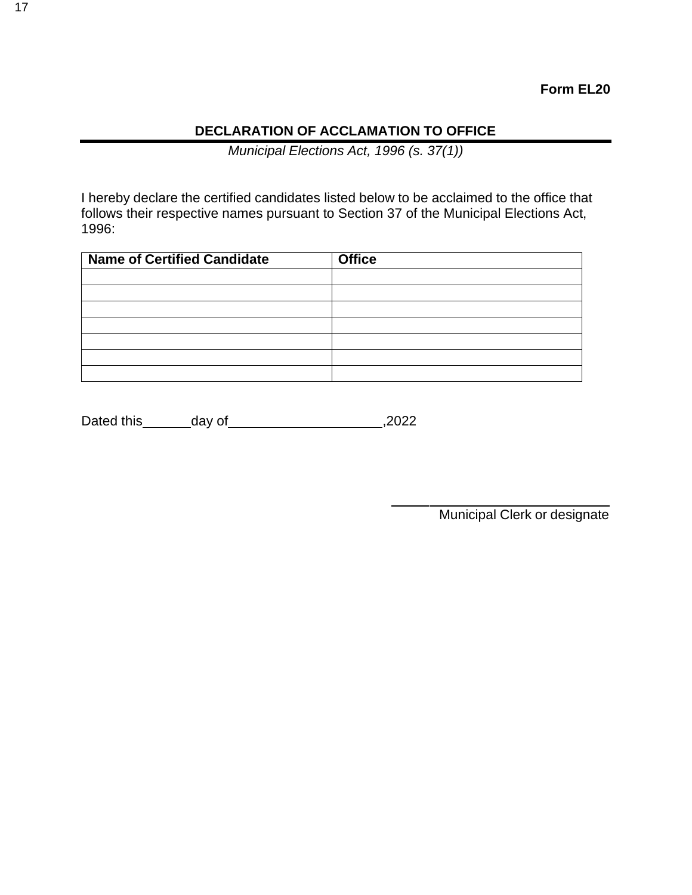**Form EL20**

## DECLARATION OF ACCLAMATION TO OFFICE

*Municipal Elections Act, 1996 (s. 37(1))*

I hereby declare the certified candidates listed below to be acclaimed to the office that follows their respective names pursuant to Section 37 of the Municipal Elections Act, 1996:

| Name of Certified Candidate | Office |
| --- | --- |
| | |
| | |
| | |
| | |
| | |
| | |
| | |

Dated this\_\_\_\_\_\_\_day of\_\_\_\_\_\_\_\_\_\_\_\_\_\_\_\_\_\_\_\_\_,2022

\_\_\_\_\_\_\_\_\_\_\_\_\_\_\_\_\_\_\_\_\_\_\_\_\_\_\_\_\_\_
Municipal Clerk or designate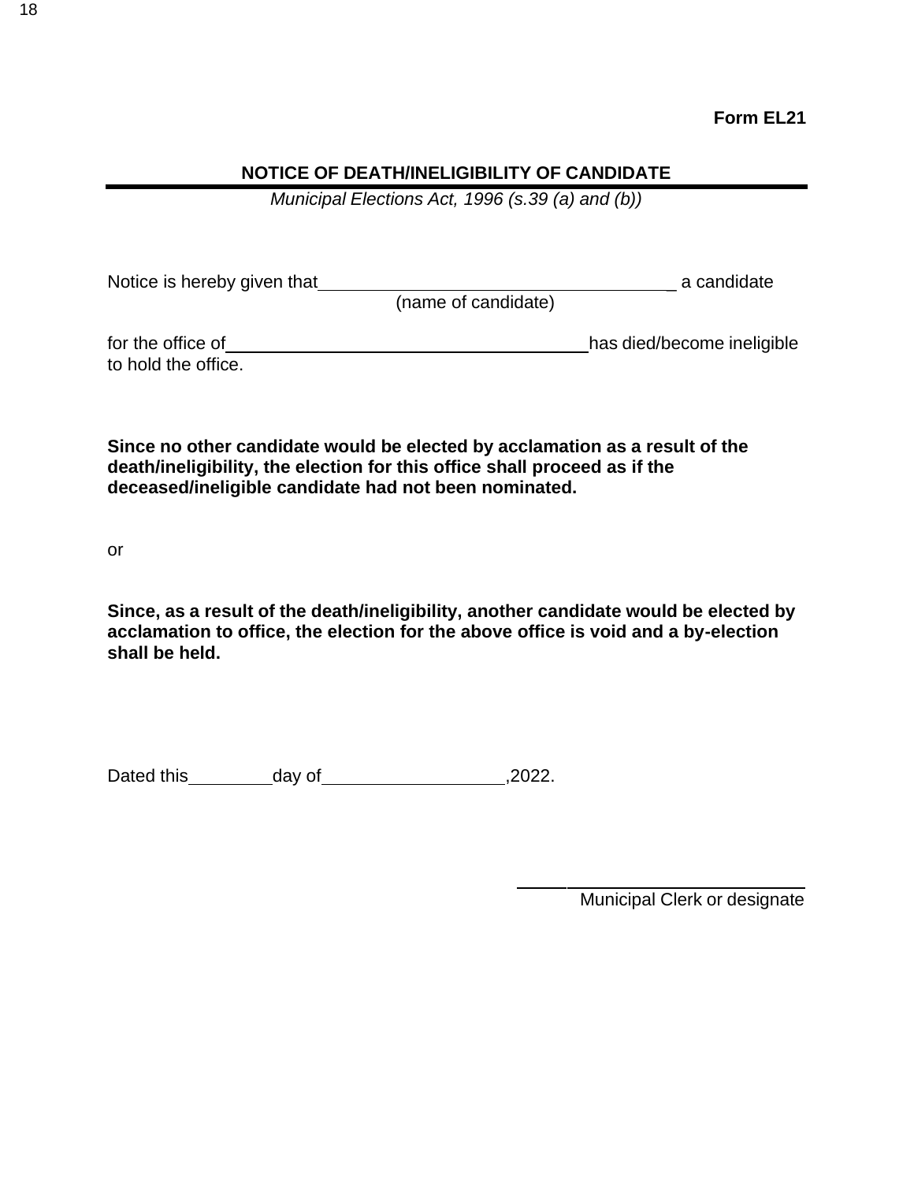**Form EL21**

## NOTICE OF DEATH/INELIGIBILITY OF CANDIDATE

*Municipal Elections Act, 1996 (s.39 (a) and (b))*

Notice is hereby given that_____________________________________ a candidate
(name of candidate)

for the office of_____________________________________has died/become ineligible to hold the office.

**Since no other candidate would be elected by acclamation as a result of the death/ineligibility, the election for this office shall proceed as if the deceased/ineligible candidate had not been nominated.**

or

**Since, as a result of the death/ineligibility, another candidate would be elected by acclamation to office, the election for the above office is void and a by-election shall be held.**

Dated this_________day of__________________,2022.

_______________________________
Municipal Clerk or designate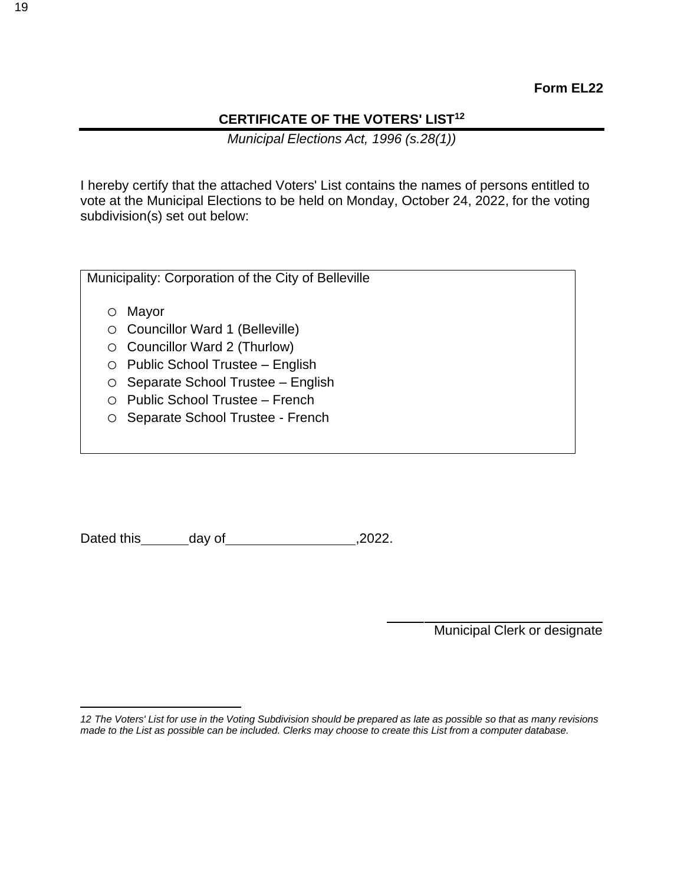**Form EL22**

## CERTIFICATE OF THE VOTERS' LIST[12]

*Municipal Elections Act, 1996 (s.28(1))*

I hereby certify that the attached Voters' List contains the names of persons entitled to vote at the Municipal Elections to be held on Monday, October 24, 2022, for the voting subdivision(s) set out below:

Municipality: Corporation of the City of Belleville

- ○ Mayor
- ○ Councillor Ward 1 (Belleville)
- ○ Councillor Ward 2 (Thurlow)
- ○ Public School Trustee – English
- ○ Separate School Trustee – English
- ○ Public School Trustee – French
- ○ Separate School Trustee - French

Dated this_______day of__________________,2022.

_______________________________
Municipal Clerk or designate

---

*12 The Voters' List for use in the Voting Subdivision should be prepared as late as possible so that as many revisions made to the List as possible can be included. Clerks may choose to create this List from a computer database.*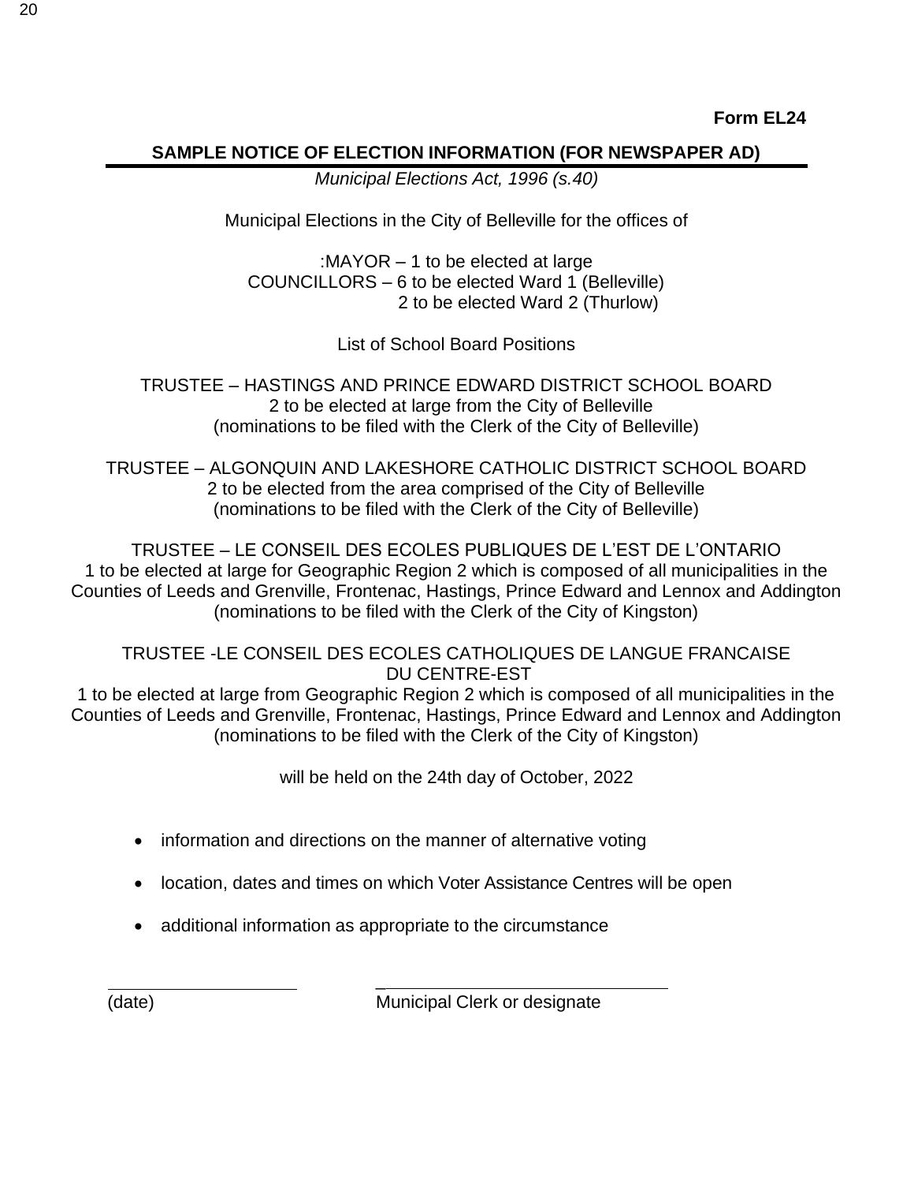**Form EL24**

## SAMPLE NOTICE OF ELECTION INFORMATION (FOR NEWSPAPER AD)

*Municipal Elections Act, 1996 (s.40)*

Municipal Elections in the City of Belleville for the offices of

:MAYOR – 1 to be elected at large
COUNCILLORS – 6 to be elected Ward 1 (Belleville)
2 to be elected Ward 2 (Thurlow)

List of School Board Positions

TRUSTEE – HASTINGS AND PRINCE EDWARD DISTRICT SCHOOL BOARD
2 to be elected at large from the City of Belleville
(nominations to be filed with the Clerk of the City of Belleville)

TRUSTEE – ALGONQUIN AND LAKESHORE CATHOLIC DISTRICT SCHOOL BOARD
2 to be elected from the area comprised of the City of Belleville
(nominations to be filed with the Clerk of the City of Belleville)

TRUSTEE – LE CONSEIL DES ECOLES PUBLIQUES DE L'EST DE L'ONTARIO
1 to be elected at large for Geographic Region 2 which is composed of all municipalities in the Counties of Leeds and Grenville, Frontenac, Hastings, Prince Edward and Lennox and Addington
(nominations to be filed with the Clerk of the City of Kingston)

TRUSTEE -LE CONSEIL DES ECOLES CATHOLIQUES DE LANGUE FRANCAISE DU CENTRE-EST
1 to be elected at large from Geographic Region 2 which is composed of all municipalities in the Counties of Leeds and Grenville, Frontenac, Hastings, Prince Edward and Lennox and Addington
(nominations to be filed with the Clerk of the City of Kingston)

will be held on the 24th day of October, 2022

- information and directions on the manner of alternative voting
- location, dates and times on which Voter Assistance Centres will be open
- additional information as appropriate to the circumstance

\_\_\_\_\_\_\_\_\_\_\_\_\_\_\_\_\_\_\_\_ \_\_\_\_\_\_\_\_\_\_\_\_\_\_\_\_\_\_\_\_\_\_\_\_\_\_\_\_\_\_
(date) Municipal Clerk or designate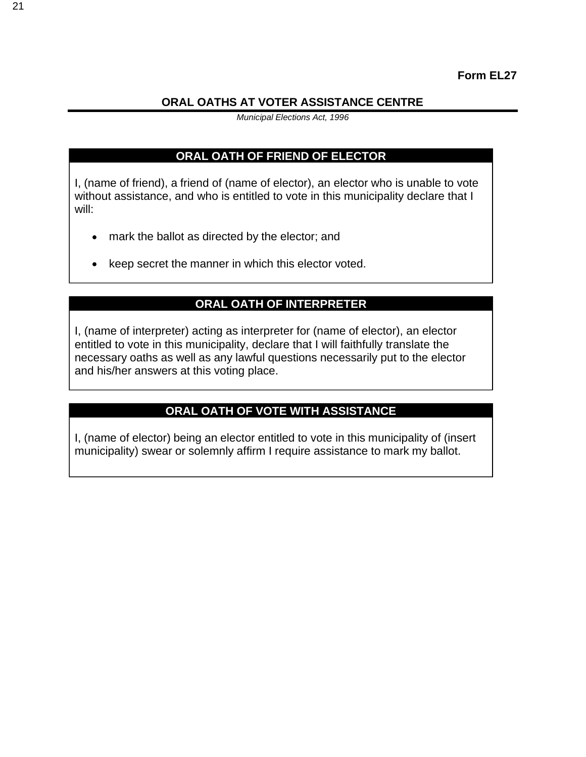**Form EL27**

# ORAL OATHS AT VOTER ASSISTANCE CENTRE

*Municipal Elections Act, 1996*

## ORAL OATH OF FRIEND OF ELECTOR

I, (name of friend), a friend of (name of elector), an elector who is unable to vote without assistance, and who is entitled to vote in this municipality declare that I will:

- mark the ballot as directed by the elector; and
- keep secret the manner in which this elector voted.

## ORAL OATH OF INTERPRETER

I, (name of interpreter) acting as interpreter for (name of elector), an elector entitled to vote in this municipality, declare that I will faithfully translate the necessary oaths as well as any lawful questions necessarily put to the elector and his/her answers at this voting place.

## ORAL OATH OF VOTE WITH ASSISTANCE

I, (name of elector) being an elector entitled to vote in this municipality of (insert municipality) swear or solemnly affirm I require assistance to mark my ballot.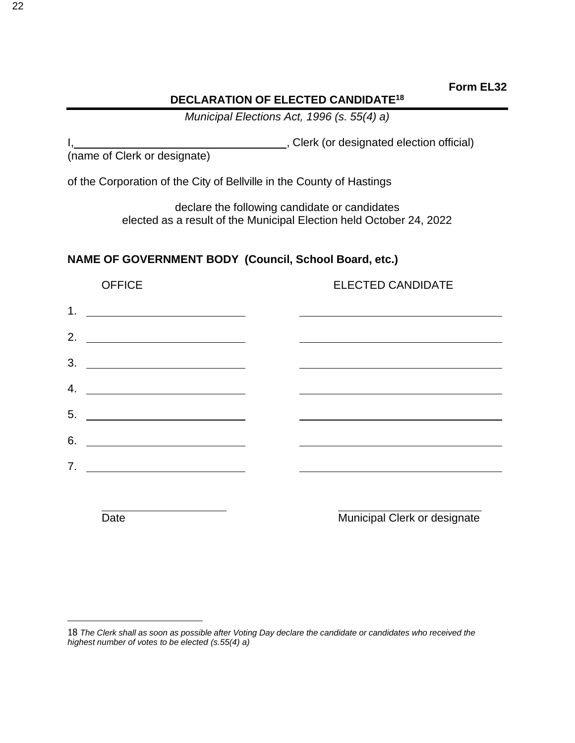**Form EL32**

## DECLARATION OF ELECTED CANDIDATE[18]

*Municipal Elections Act, 1996 (s. 55(4) a)*

I,\_\_\_\_\_\_\_\_\_\_\_\_\_\_\_\_\_\_\_\_\_\_\_\_\_\_\_\_\_\_\_\_\_\_, Clerk (or designated election official)
(name of Clerk or designate)

of the Corporation of the City of Bellville in the County of Hastings

declare the following candidate or candidates
elected as a result of the Municipal Election held October 24, 2022

**NAME OF GOVERNMENT BODY (Council, School Board, etc.)**

| | OFFICE | ELECTED CANDIDATE |
|---|---|---|
| 1. | \_\_\_\_\_\_\_\_\_\_\_\_\_\_\_\_\_\_\_\_\_\_\_\_ | \_\_\_\_\_\_\_\_\_\_\_\_\_\_\_\_\_\_\_\_\_\_\_\_\_\_\_\_\_\_ |
| 2. | \_\_\_\_\_\_\_\_\_\_\_\_\_\_\_\_\_\_\_\_\_\_\_\_ | \_\_\_\_\_\_\_\_\_\_\_\_\_\_\_\_\_\_\_\_\_\_\_\_\_\_\_\_\_\_ |
| 3. | \_\_\_\_\_\_\_\_\_\_\_\_\_\_\_\_\_\_\_\_\_\_\_\_ | \_\_\_\_\_\_\_\_\_\_\_\_\_\_\_\_\_\_\_\_\_\_\_\_\_\_\_\_\_\_ |
| 4. | \_\_\_\_\_\_\_\_\_\_\_\_\_\_\_\_\_\_\_\_\_\_\_\_ | \_\_\_\_\_\_\_\_\_\_\_\_\_\_\_\_\_\_\_\_\_\_\_\_\_\_\_\_\_\_ |
| 5. | \_\_\_\_\_\_\_\_\_\_\_\_\_\_\_\_\_\_\_\_\_\_\_\_ | \_\_\_\_\_\_\_\_\_\_\_\_\_\_\_\_\_\_\_\_\_\_\_\_\_\_\_\_\_\_ |
| 6. | \_\_\_\_\_\_\_\_\_\_\_\_\_\_\_\_\_\_\_\_\_\_\_\_ | \_\_\_\_\_\_\_\_\_\_\_\_\_\_\_\_\_\_\_\_\_\_\_\_\_\_\_\_\_\_ |
| 7. | \_\_\_\_\_\_\_\_\_\_\_\_\_\_\_\_\_\_\_\_\_\_\_\_ | \_\_\_\_\_\_\_\_\_\_\_\_\_\_\_\_\_\_\_\_\_\_\_\_\_\_\_\_\_\_ |

\_\_\_\_\_\_\_\_\_\_\_\_\_\_\_\_\_\_\_\_ \_\_\_\_\_\_\_\_\_\_\_\_\_\_\_\_\_\_\_\_\_\_\_\_
Date Municipal Clerk or designate

---

[18] *The Clerk shall as soon as possible after Voting Day declare the candidate or candidates who received the highest number of votes to be elected (s.55(4) a)*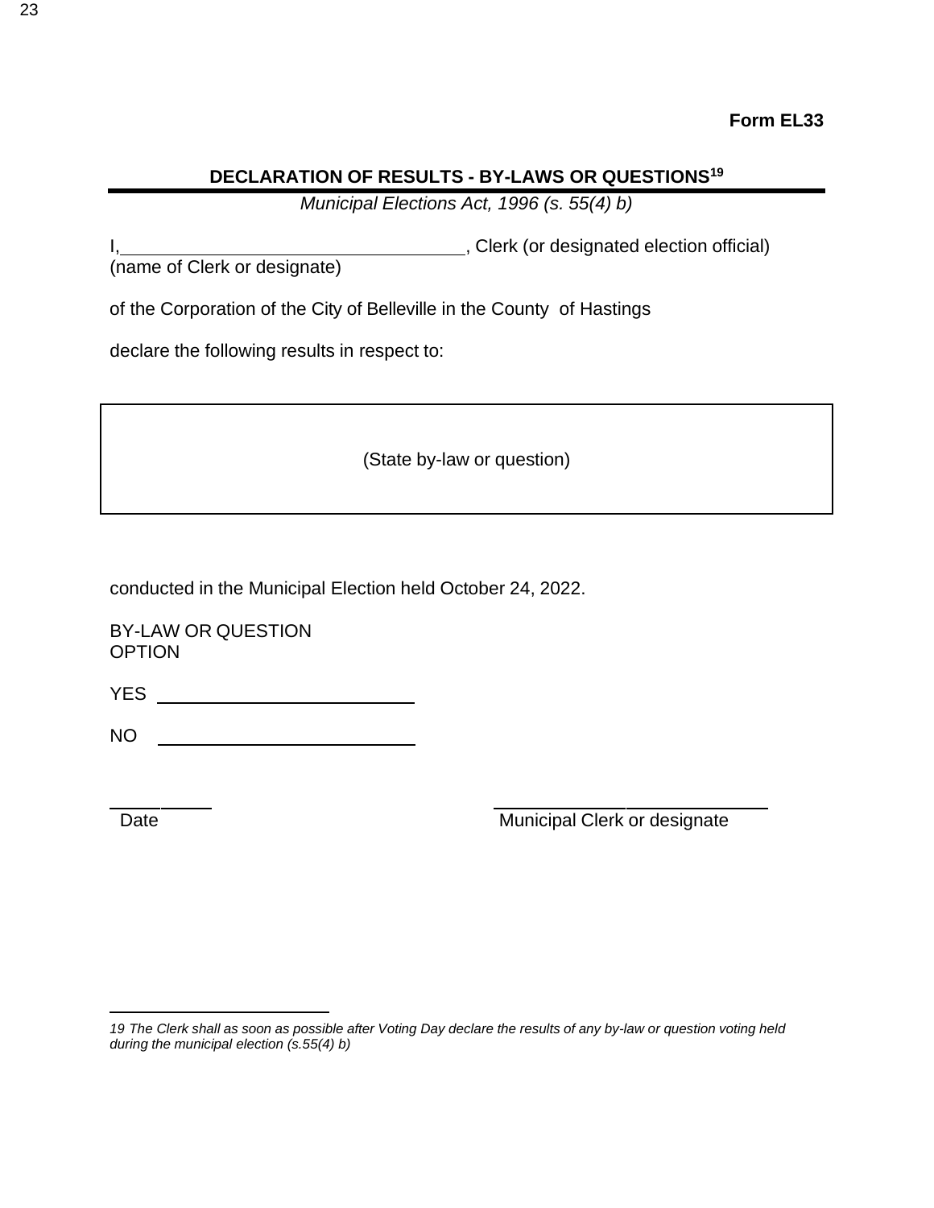**Form EL33**

## DECLARATION OF RESULTS - BY-LAWS OR QUESTIONS[19]

*Municipal Elections Act, 1996 (s. 55(4) b)*

I,\_\_\_\_\_\_\_\_\_\_\_\_\_\_\_\_\_\_\_\_\_\_\_\_\_\_\_\_\_\_\_\_, Clerk (or designated election official)
(name of Clerk or designate)

of the Corporation of the City of Belleville in the County of Hastings

declare the following results in respect to:

(State by-law or question)

conducted in the Municipal Election held October 24, 2022.

BY-LAW OR QUESTION
OPTION

YES \_\_\_\_\_\_\_\_\_\_\_\_\_\_\_\_\_\_\_\_\_\_\_\_

NO \_\_\_\_\_\_\_\_\_\_\_\_\_\_\_\_\_\_\_\_\_\_\_\_

\_\_\_\_\_\_\_\_\_\_ \_\_\_\_\_\_\_\_\_\_\_\_\_\_\_\_\_\_\_\_\_\_\_\_\_\_
Date Municipal Clerk or designate

*19 The Clerk shall as soon as possible after Voting Day declare the results of any by-law or question voting held during the municipal election (s.55(4) b)*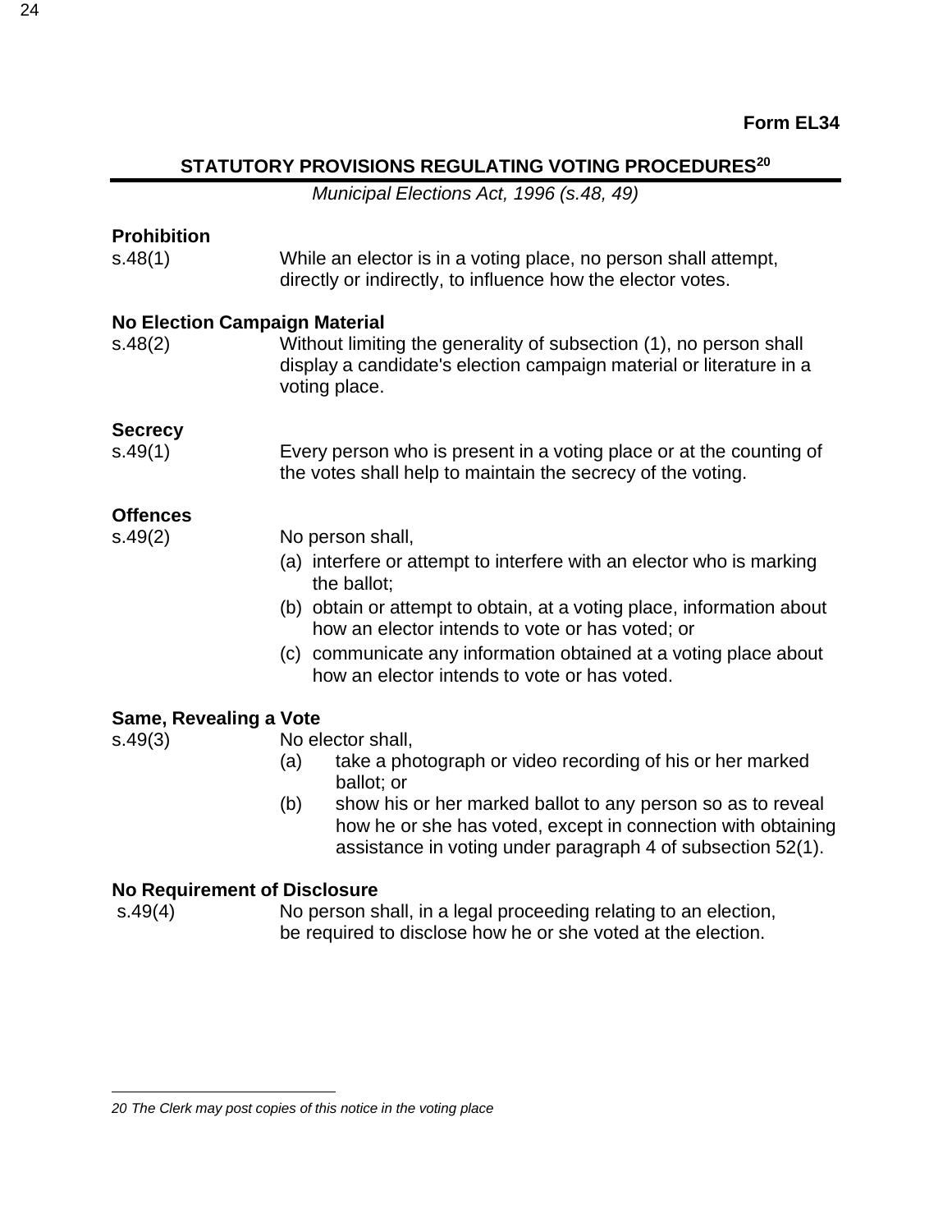**Form EL34**

## STATUTORY PROVISIONS REGULATING VOTING PROCEDURES[20]

*Municipal Elections Act, 1996 (s.48, 49)*

**Prohibition**

s.48(1) While an elector is in a voting place, no person shall attempt, directly or indirectly, to influence how the elector votes.

**No Election Campaign Material**

s.48(2) Without limiting the generality of subsection (1), no person shall display a candidate's election campaign material or literature in a voting place.

**Secrecy**

s.49(1) Every person who is present in a voting place or at the counting of the votes shall help to maintain the secrecy of the voting.

**Offences**

s.49(2) No person shall,

(a) interfere or attempt to interfere with an elector who is marking the ballot;

(b) obtain or attempt to obtain, at a voting place, information about how an elector intends to vote or has voted; or

(c) communicate any information obtained at a voting place about how an elector intends to vote or has voted.

**Same, Revealing a Vote**

s.49(3) No elector shall,

(a) take a photograph or video recording of his or her marked ballot; or

(b) show his or her marked ballot to any person so as to reveal how he or she has voted, except in connection with obtaining assistance in voting under paragraph 4 of subsection 52(1).

**No Requirement of Disclosure**

s.49(4) No person shall, in a legal proceeding relating to an election, be required to disclose how he or she voted at the election.

---

*20 The Clerk may post copies of this notice in the voting place*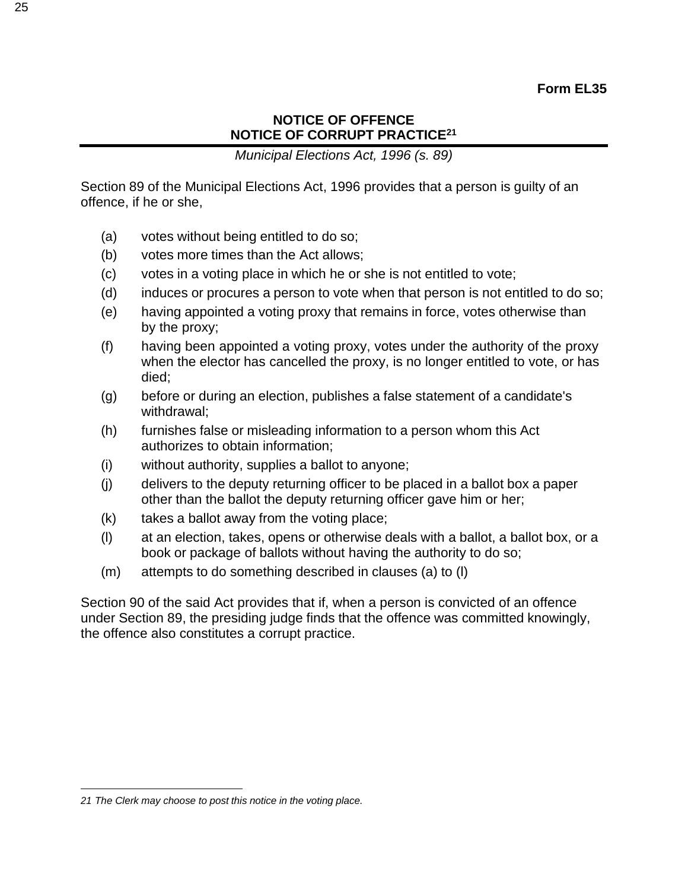**Form EL35**

## NOTICE OF OFFENCE
## NOTICE OF CORRUPT PRACTICE[21]

*Municipal Elections Act, 1996 (s. 89)*

Section 89 of the Municipal Elections Act, 1996 provides that a person is guilty of an offence, if he or she,

(a) votes without being entitled to do so;

(b) votes more times than the Act allows;

(c) votes in a voting place in which he or she is not entitled to vote;

(d) induces or procures a person to vote when that person is not entitled to do so;

(e) having appointed a voting proxy that remains in force, votes otherwise than by the proxy;

(f) having been appointed a voting proxy, votes under the authority of the proxy when the elector has cancelled the proxy, is no longer entitled to vote, or has died;

(g) before or during an election, publishes a false statement of a candidate's withdrawal;

(h) furnishes false or misleading information to a person whom this Act authorizes to obtain information;

(i) without authority, supplies a ballot to anyone;

(j) delivers to the deputy returning officer to be placed in a ballot box a paper other than the ballot the deputy returning officer gave him or her;

(k) takes a ballot away from the voting place;

(l) at an election, takes, opens or otherwise deals with a ballot, a ballot box, or a book or package of ballots without having the authority to do so;

(m) attempts to do something described in clauses (a) to (l)

Section 90 of the said Act provides that if, when a person is convicted of an offence under Section 89, the presiding judge finds that the offence was committed knowingly, the offence also constitutes a corrupt practice.

---

*21 The Clerk may choose to post this notice in the voting place.*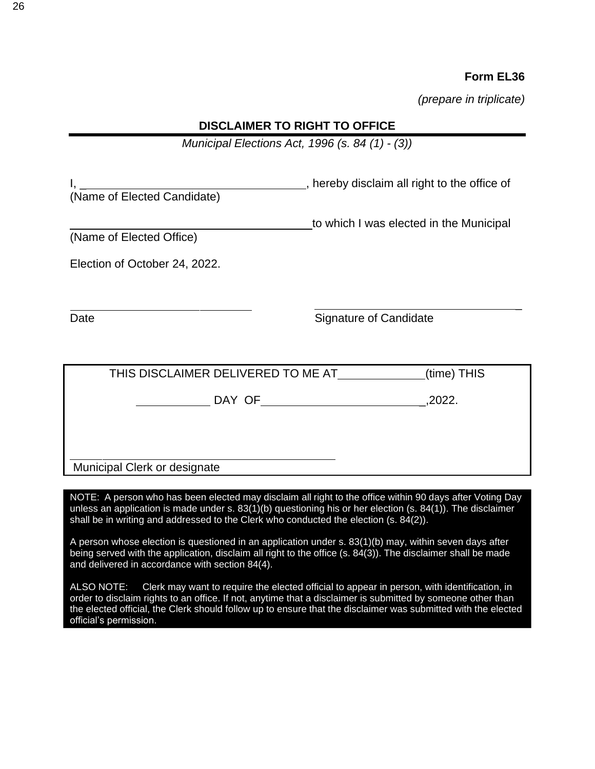**Form EL36**

*(prepare in triplicate)*

## DISCLAIMER TO RIGHT TO OFFICE

*Municipal Elections Act, 1996 (s. 84 (1) - (3))*

I, ___________________________________, hereby disclaim all right to the office of
(Name of Elected Candidate)

_______________________________________ to which I was elected in the Municipal
(Name of Elected Office)

Election of October 24, 2022.

_____________________________ Date

_________________________________ Signature of Candidate

THIS DISCLAIMER DELIVERED TO ME AT _____________ (time) THIS

___________ DAY OF _________________________,2022.

_________________________________________
Municipal Clerk or designate

NOTE: A person who has been elected may disclaim all right to the office within 90 days after Voting Day unless an application is made under s. 83(1)(b) questioning his or her election (s. 84(1)). The disclaimer shall be in writing and addressed to the Clerk who conducted the election (s. 84(2)).

A person whose election is questioned in an application under s. 83(1)(b) may, within seven days after being served with the application, disclaim all right to the office (s. 84(3)). The disclaimer shall be made and delivered in accordance with section 84(4).

ALSO NOTE: Clerk may want to require the elected official to appear in person, with identification, in order to disclaim rights to an office. If not, anytime that a disclaimer is submitted by someone other than the elected official, the Clerk should follow up to ensure that the disclaimer was submitted with the elected official's permission.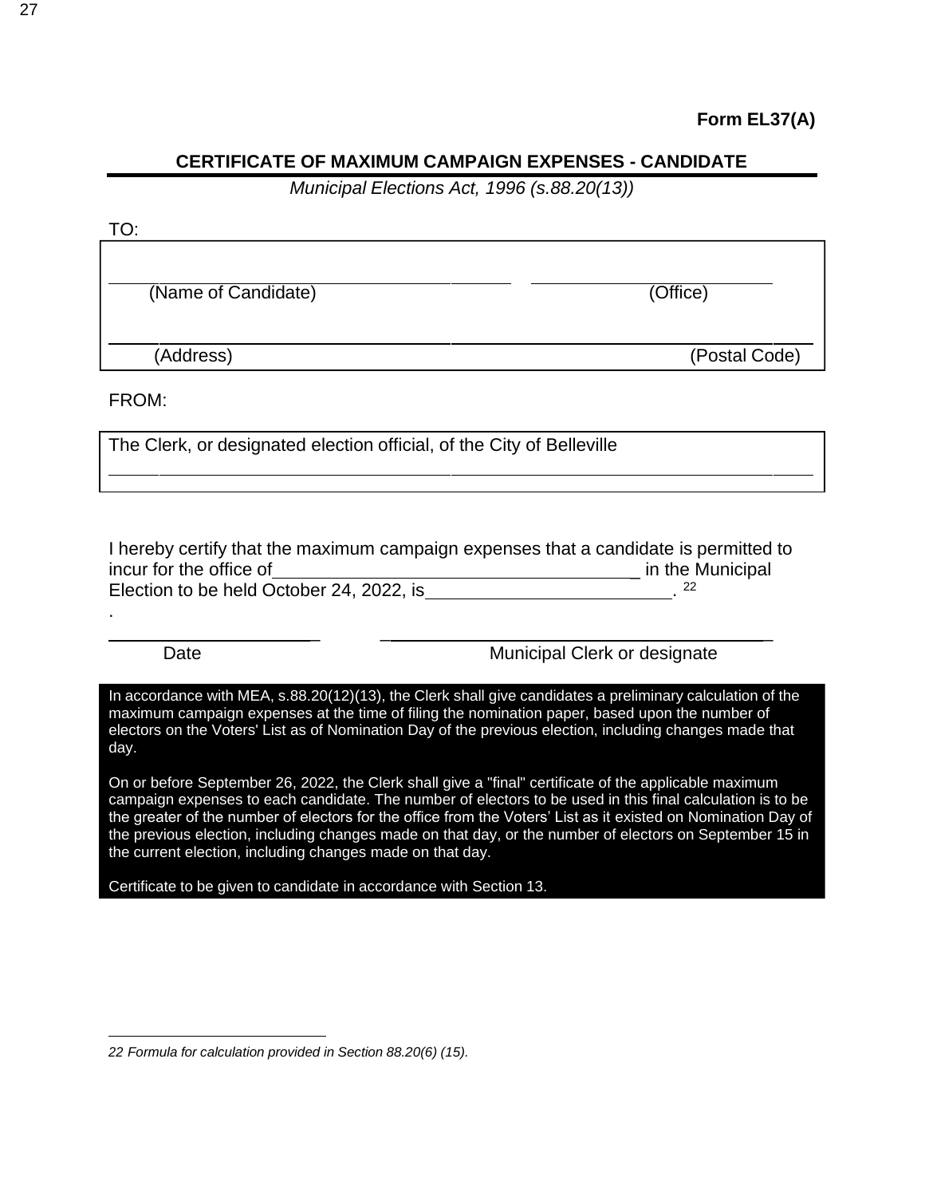**Form EL37(A)**

## CERTIFICATE OF MAXIMUM CAMPAIGN EXPENSES - CANDIDATE

*Municipal Elections Act, 1996 (s.88.20(13))*

TO:

| | |
|---|---|
| ______________________________ | ______________________________ |
| (Name of Candidate) | (Office) |
| ______________________________ | ______________________________ |
| (Address) | (Postal Code) |

FROM:

| |
|---|
| The Clerk, or designated election official, of the City of Belleville |

I hereby certify that the maximum campaign expenses that a candidate is permitted to incur for the office of______________________________ in the Municipal Election to be held October 24, 2022, is____________________.[22]

.

| | |
|---|---|
| ____________________ | ______________________________ |
| Date | Municipal Clerk or designate |

In accordance with MEA, s.88.20(12)(13), the Clerk shall give candidates a preliminary calculation of the maximum campaign expenses at the time of filing the nomination paper, based upon the number of electors on the Voters' List as of Nomination Day of the previous election, including changes made that day.

On or before September 26, 2022, the Clerk shall give a "final" certificate of the applicable maximum campaign expenses to each candidate. The number of electors to be used in this final calculation is to be the greater of the number of electors for the office from the Voters' List as it existed on Nomination Day of the previous election, including changes made on that day, or the number of electors on September 15 in the current election, including changes made on that day.

Certificate to be given to candidate in accordance with Section 13.

---

*22 Formula for calculation provided in Section 88.20(6) (15).*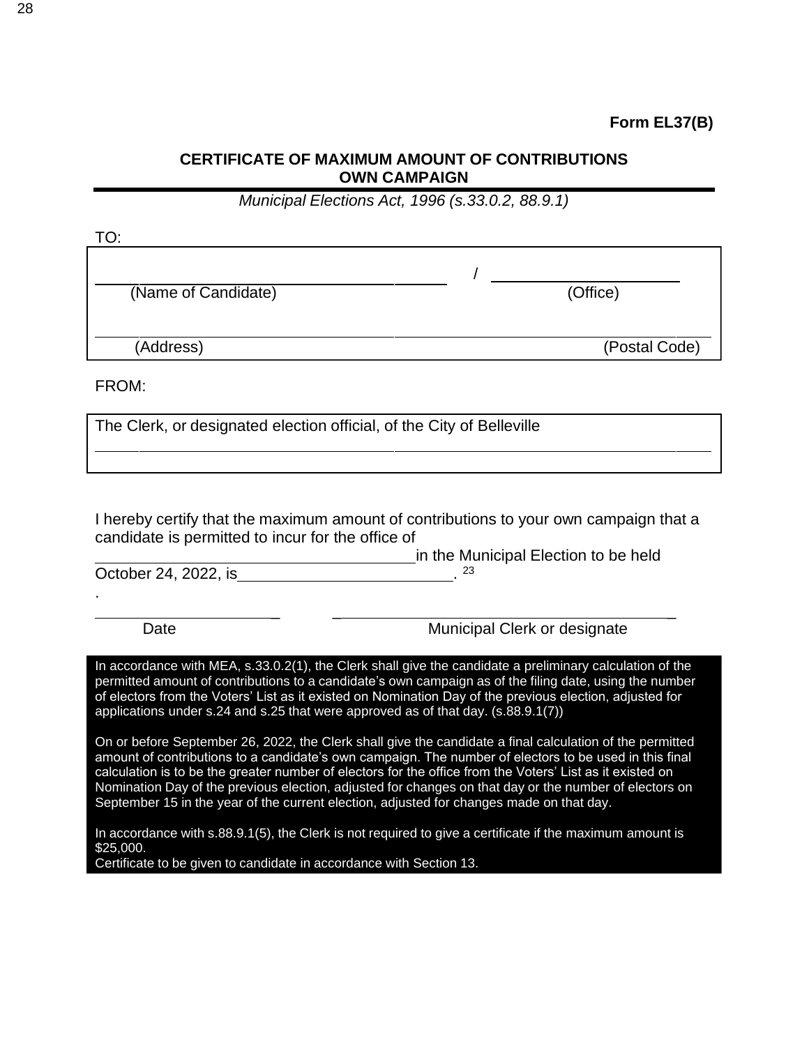**Form EL37(B)**

## CERTIFICATE OF MAXIMUM AMOUNT OF CONTRIBUTIONS OWN CAMPAIGN

*Municipal Elections Act, 1996 (s.33.0.2, 88.9.1)*

TO:

_______________________________________ / ______________________

(Name of Candidate) (Office)

_______________________________________________________________

(Address) (Postal Code)

FROM:

The Clerk, or designated election official, of the City of Belleville

_______________________________________________________________

I hereby certify that the maximum amount of contributions to your own campaign that a candidate is permitted to incur for the office of ______________________________ in the Municipal Election to be held October 24, 2022, is ____________________. [23]

.

______________________ ______________________________________

Date Municipal Clerk or designate

In accordance with MEA, s.33.0.2(1), the Clerk shall give the candidate a preliminary calculation of the permitted amount of contributions to a candidate's own campaign as of the filing date, using the number of electors from the Voters' List as it existed on Nomination Day of the previous election, adjusted for applications under s.24 and s.25 that were approved as of that day. (s.88.9.1(7))

On or before September 26, 2022, the Clerk shall give the candidate a final calculation of the permitted amount of contributions to a candidate's own campaign. The number of electors to be used in this final calculation is to be the greater number of electors for the office from the Voters' List as it existed on Nomination Day of the previous election, adjusted for changes on that day or the number of electors on September 15 in the year of the current election, adjusted for changes made on that day.

In accordance with s.88.9.1(5), the Clerk is not required to give a certificate if the maximum amount is $25,000.
Certificate to be given to candidate in accordance with Section 13.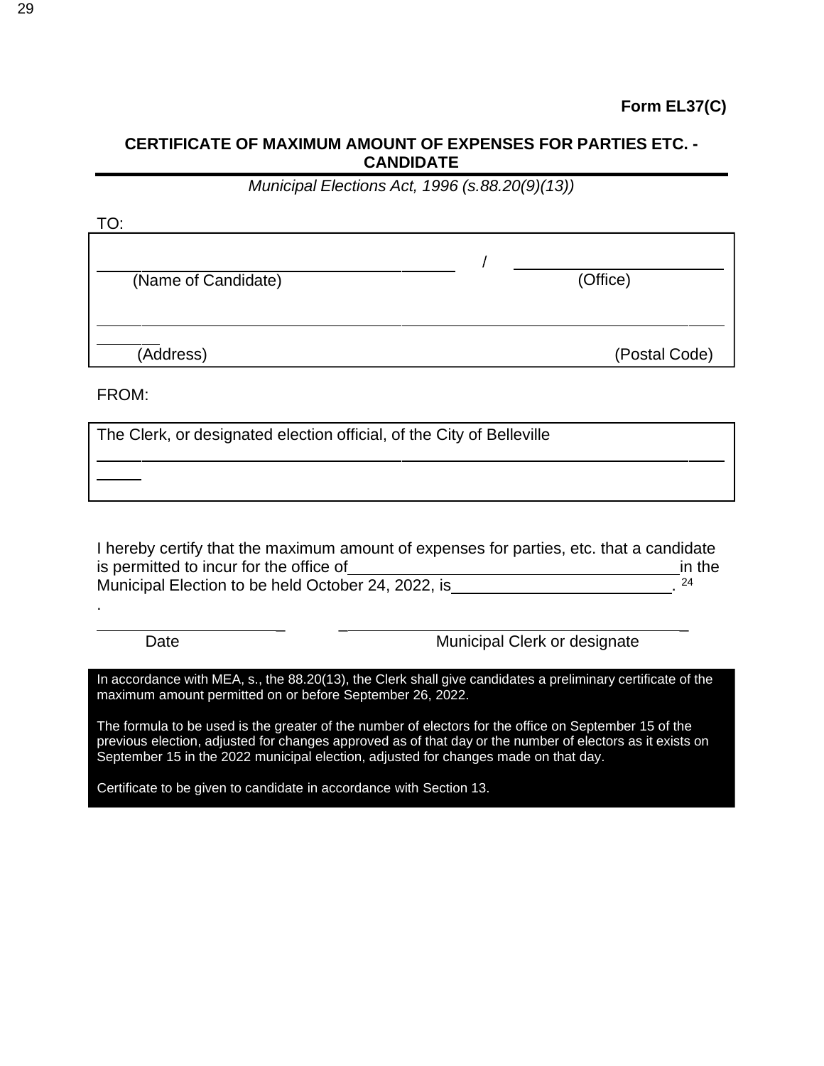**Form EL37(C)**

## CERTIFICATE OF MAXIMUM AMOUNT OF EXPENSES FOR PARTIES ETC. - CANDIDATE

*Municipal Elections Act, 1996 (s.88.20(9)(13))*

TO:

| | |
|---|---|
| ______________________________ / | ______________________ |
| (Name of Candidate) | (Office) |
| ________________________________________ | |
| (Address) | (Postal Code) |

FROM:

The Clerk, or designated election official, of the City of Belleville

________________________________________

I hereby certify that the maximum amount of expenses for parties, etc. that a candidate is permitted to incur for the office of______________________________in the Municipal Election to be held October 24, 2022, is____________________. [24]

.

____________________ ______________________________

Date Municipal Clerk or designate

In accordance with MEA, s., the 88.20(13), the Clerk shall give candidates a preliminary certificate of the maximum amount permitted on or before September 26, 2022.

The formula to be used is the greater of the number of electors for the office on September 15 of the previous election, adjusted for changes approved as of that day or the number of electors as it exists on September 15 in the 2022 municipal election, adjusted for changes made on that day.

Certificate to be given to candidate in accordance with Section 13.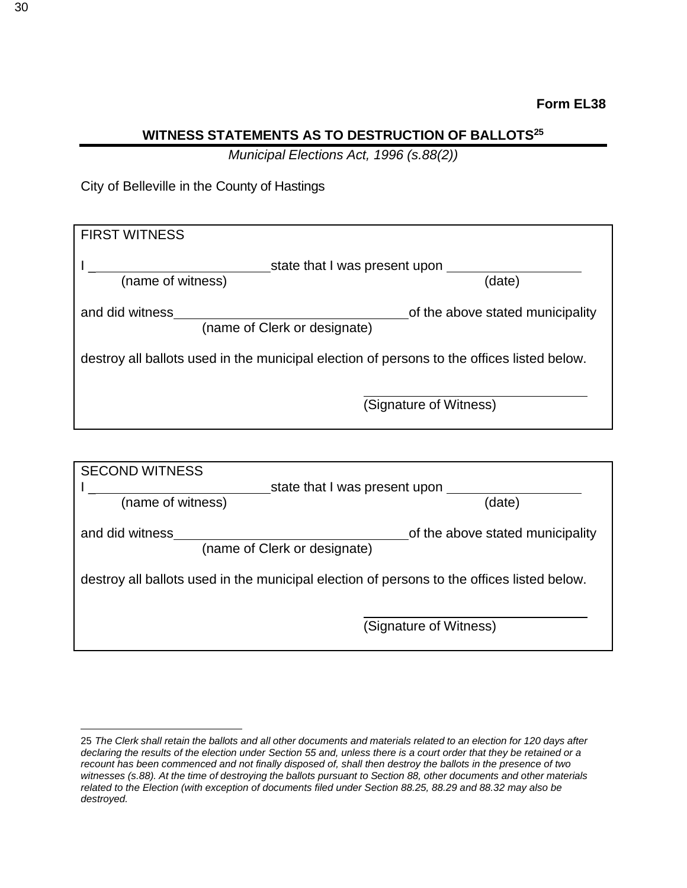**Form EL38**

## WITNESS STATEMENTS AS TO DESTRUCTION OF BALLOTS[25]

*Municipal Elections Act, 1996 (s.88(2))*

City of Belleville in the County of Hastings

FIRST WITNESS

I ________________________ state that I was present upon __________________
(name of witness) (date)

and did witness ______________________________ of the above stated municipality
(name of Clerk or designate)

destroy all ballots used in the municipal election of persons to the offices listed below.

______________________________
(Signature of Witness)

SECOND WITNESS

I ________________________ state that I was present upon __________________
(name of witness) (date)

and did witness ______________________________ of the above stated municipality
(name of Clerk or designate)

destroy all ballots used in the municipal election of persons to the offices listed below.

______________________________
(Signature of Witness)

---

25 *The Clerk shall retain the ballots and all other documents and materials related to an election for 120 days after declaring the results of the election under Section 55 and, unless there is a court order that they be retained or a recount has been commenced and not finally disposed of, shall then destroy the ballots in the presence of two witnesses (s.88). At the time of destroying the ballots pursuant to Section 88, other documents and other materials related to the Election (with exception of documents filed under Section 88.25, 88.29 and 88.32 may also be destroyed.*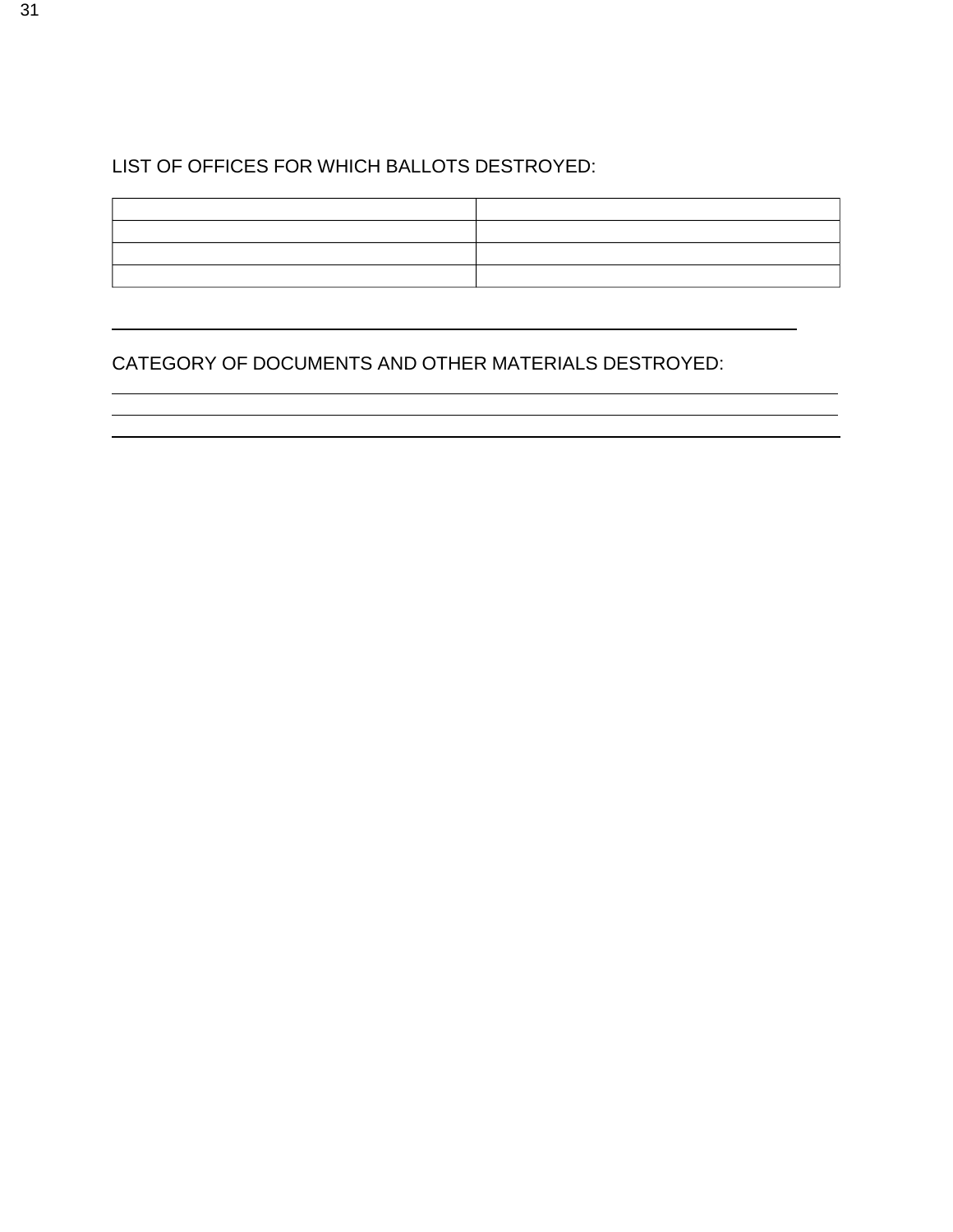LIST OF OFFICES FOR WHICH BALLOTS DESTROYED:

| | |
|---|---|
| | |
| | |
| | |
| | |

CATEGORY OF DOCUMENTS AND OTHER MATERIALS DESTROYED: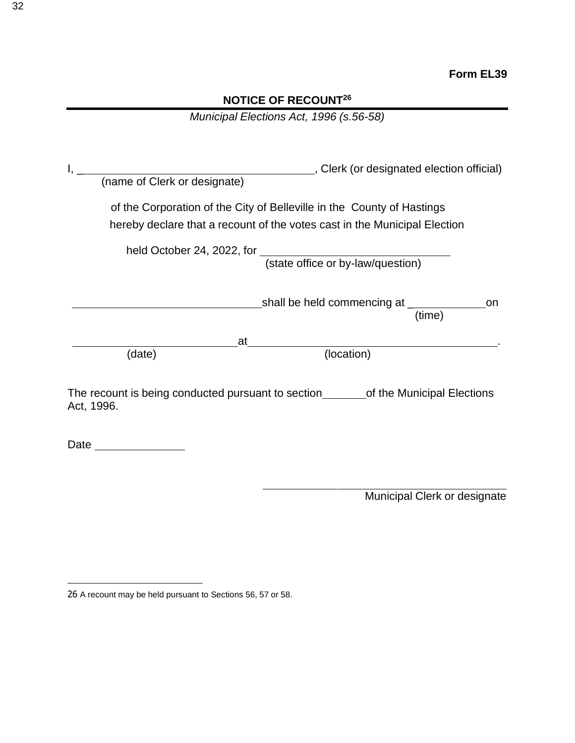**Form EL39**

## NOTICE OF RECOUNT[26]

*Municipal Elections Act, 1996 (s.56-58)*

I, ______________________________________, Clerk (or designated election official)
(name of Clerk or designate)

of the Corporation of the City of Belleville in the County of Hastings
hereby declare that a recount of the votes cast in the Municipal Election

held October 24, 2022, for ______________________________
(state office or by-law/question)

______________________________ shall be held commencing at ____________ on
(time)

__________________________ at ________________________________________.
(date) (location)

The recount is being conducted pursuant to section _______ of the Municipal Elections Act, 1996.

Date ______________

______________________________
Municipal Clerk or designate

---

26 A recount may be held pursuant to Sections 56, 57 or 58.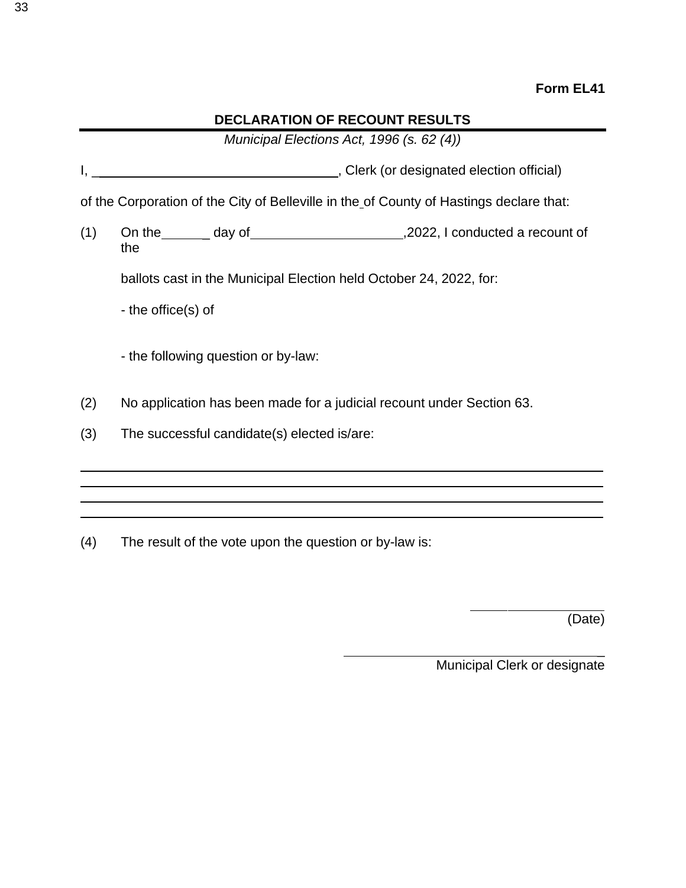**Form EL41**

## DECLARATION OF RECOUNT RESULTS

*Municipal Elections Act, 1996 (s. 62 (4))*

I, ________________________________, Clerk (or designated election official)

of the Corporation of the City of Belleville in the of County of Hastings declare that:

(1) On the______ day of____________________,2022, I conducted a recount of the

ballots cast in the Municipal Election held October 24, 2022, for:

- the office(s) of

- the following question or by-law:

(2) No application has been made for a judicial recount under Section 63.

(3) The successful candidate(s) elected is/are:

______________________________________________________________________

______________________________________________________________________

______________________________________________________________________

______________________________________________________________________

(4) The result of the vote upon the question or by-law is:

__________________
(Date)

____________________________________
Municipal Clerk or designate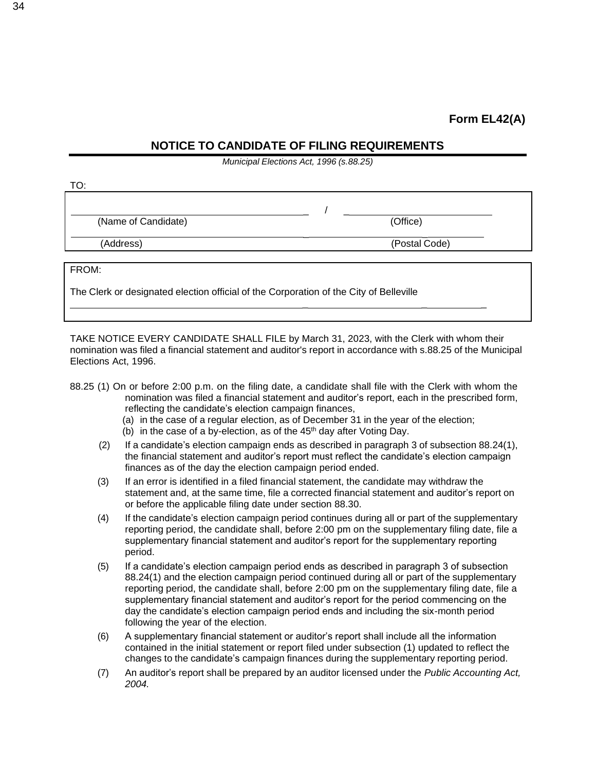**Form EL42(A)**

## NOTICE TO CANDIDATE OF FILING REQUIREMENTS

*Municipal Elections Act, 1996 (s.88.25)*

TO:

_____________________________________________ / _____________________________

(Name of Candidate) (Office)

_________________________________________________________________________

(Address) (Postal Code)

FROM:

The Clerk or designated election official of the Corporation of the City of Belleville

_________________________________________________________________________

TAKE NOTICE EVERY CANDIDATE SHALL FILE by March 31, 2023, with the Clerk with whom their nomination was filed a financial statement and auditor's report in accordance with s.88.25 of the Municipal Elections Act, 1996.

88.25 (1) On or before 2:00 p.m. on the filing date, a candidate shall file with the Clerk with whom the nomination was filed a financial statement and auditor's report, each in the prescribed form, reflecting the candidate's election campaign finances,

(a) in the case of a regular election, as of December 31 in the year of the election;

(b) in the case of a by-election, as of the 45th day after Voting Day.

(2) If a candidate's election campaign ends as described in paragraph 3 of subsection 88.24(1), the financial statement and auditor's report must reflect the candidate's election campaign finances as of the day the election campaign period ended.

(3) If an error is identified in a filed financial statement, the candidate may withdraw the statement and, at the same time, file a corrected financial statement and auditor's report on or before the applicable filing date under section 88.30.

(4) If the candidate's election campaign period continues during all or part of the supplementary reporting period, the candidate shall, before 2:00 pm on the supplementary filing date, file a supplementary financial statement and auditor's report for the supplementary reporting period.

(5) If a candidate's election campaign period ends as described in paragraph 3 of subsection 88.24(1) and the election campaign period continued during all or part of the supplementary reporting period, the candidate shall, before 2:00 pm on the supplementary filing date, file a supplementary financial statement and auditor's report for the period commencing on the day the candidate's election campaign period ends and including the six-month period following the year of the election.

(6) A supplementary financial statement or auditor's report shall include all the information contained in the initial statement or report filed under subsection (1) updated to reflect the changes to the candidate's campaign finances during the supplementary reporting period.

(7) An auditor's report shall be prepared by an auditor licensed under the *Public Accounting Act, 2004.*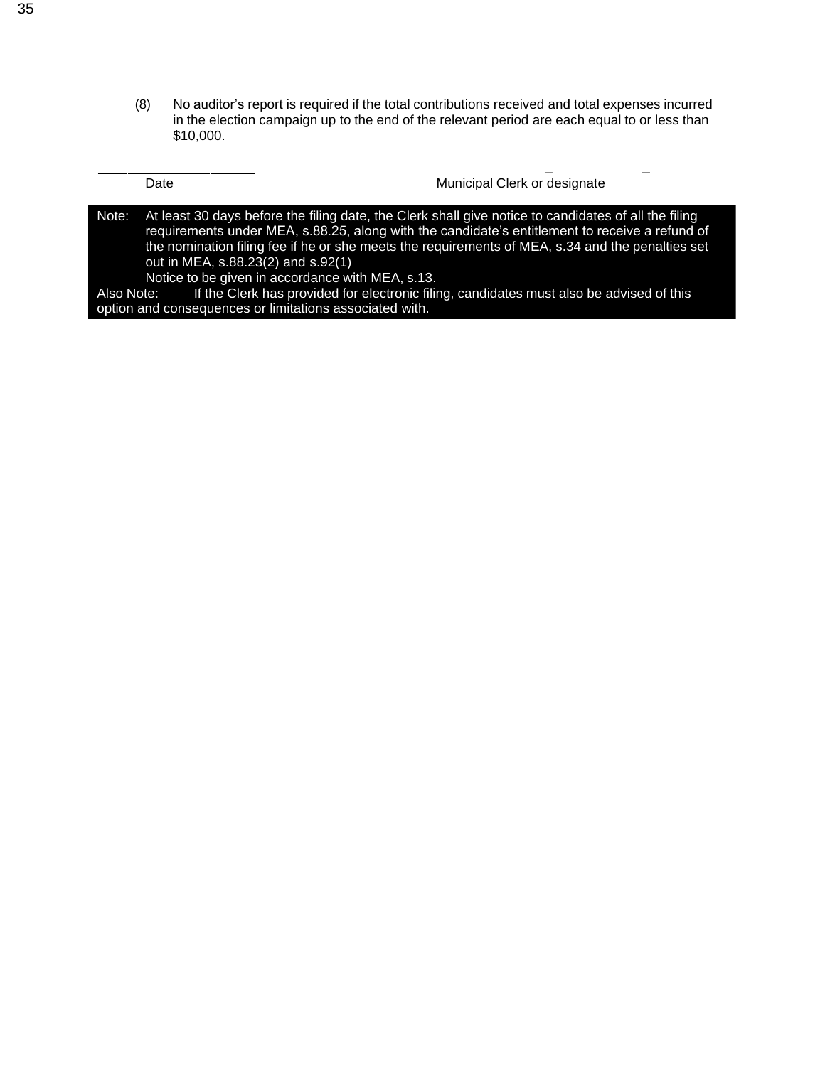(8) No auditor's report is required if the total contributions received and total expenses incurred in the election campaign up to the end of the relevant period are each equal to or less than $10,000.

______________________ ______________________________________

Date Municipal Clerk or designate

Note: At least 30 days before the filing date, the Clerk shall give notice to candidates of all the filing requirements under MEA, s.88.25, along with the candidate's entitlement to receive a refund of the nomination filing fee if he or she meets the requirements of MEA, s.34 and the penalties set out in MEA, s.88.23(2) and s.92(1)
Notice to be given in accordance with MEA, s.13.

Also Note: If the Clerk has provided for electronic filing, candidates must also be advised of this option and consequences or limitations associated with.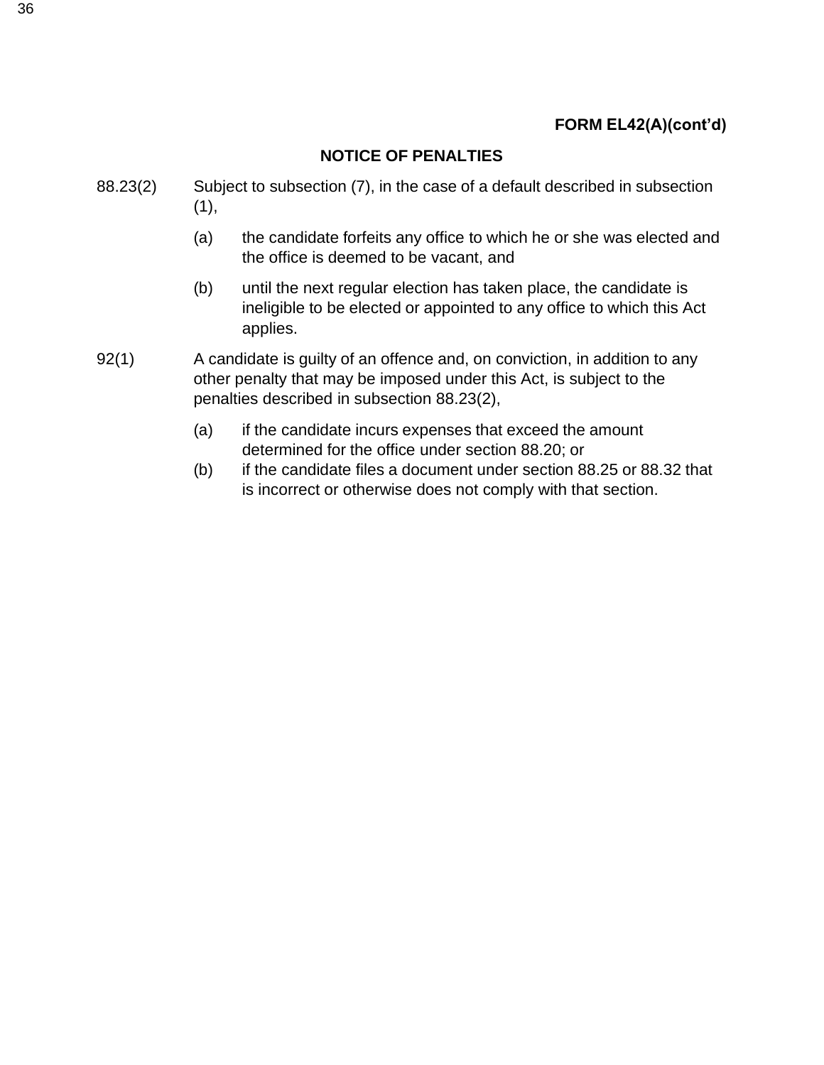**FORM EL42(A)(cont'd)**

## NOTICE OF PENALTIES

88.23(2) Subject to subsection (7), in the case of a default described in subsection (1),

(a) the candidate forfeits any office to which he or she was elected and the office is deemed to be vacant, and

(b) until the next regular election has taken place, the candidate is ineligible to be elected or appointed to any office to which this Act applies.

92(1) A candidate is guilty of an offence and, on conviction, in addition to any other penalty that may be imposed under this Act, is subject to the penalties described in subsection 88.23(2),

(a) if the candidate incurs expenses that exceed the amount determined for the office under section 88.20; or

(b) if the candidate files a document under section 88.25 or 88.32 that is incorrect or otherwise does not comply with that section.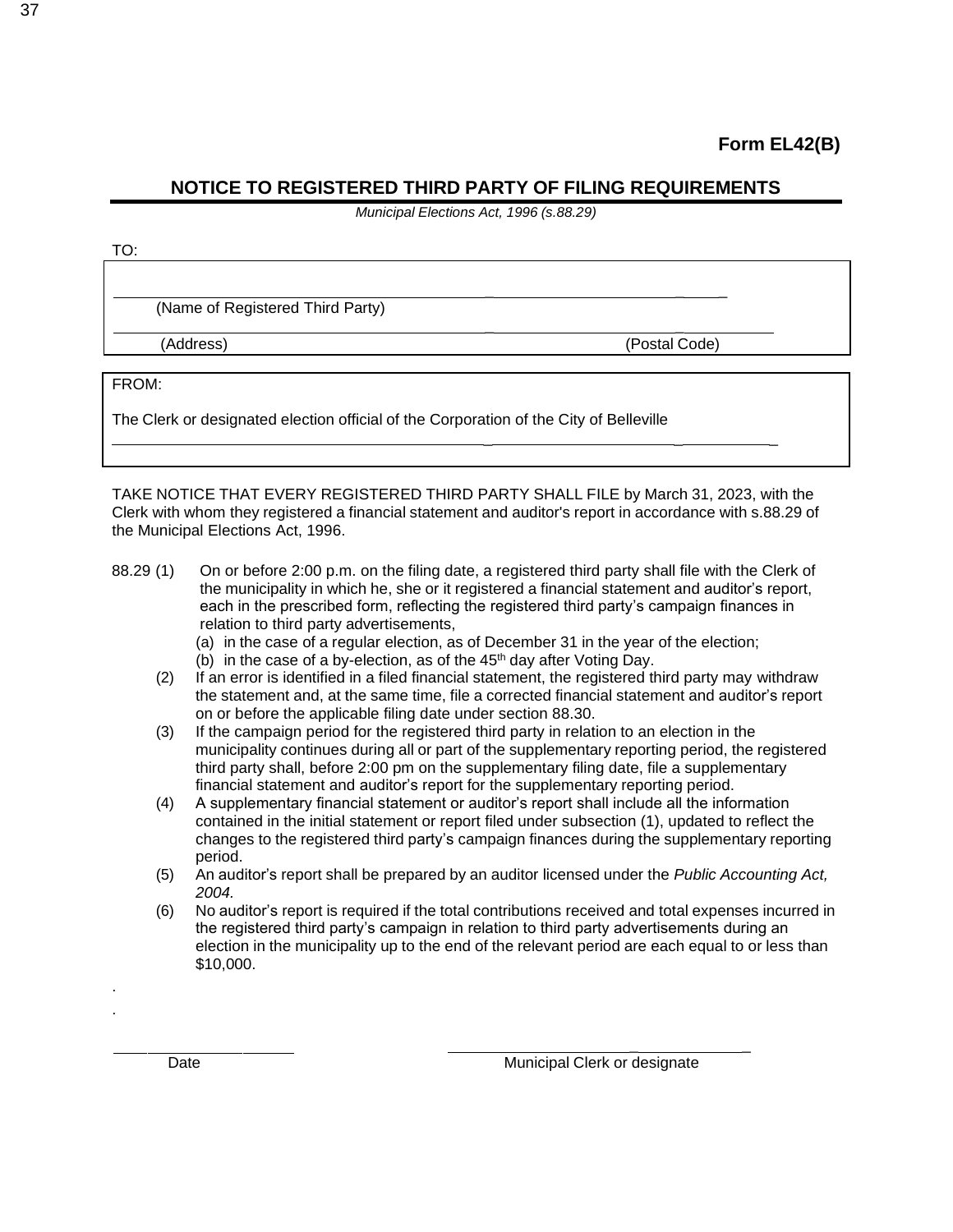**Form EL42(B)**

## NOTICE TO REGISTERED THIRD PARTY OF FILING REQUIREMENTS

*Municipal Elections Act, 1996 (s.88.29)*

TO:

_______________________________________________

(Name of Registered Third Party)

_______________________________________________

(Address) (Postal Code)

FROM:

The Clerk or designated election official of the Corporation of the City of Belleville

_______________________________________________

TAKE NOTICE THAT EVERY REGISTERED THIRD PARTY SHALL FILE by March 31, 2023, with the Clerk with whom they registered a financial statement and auditor's report in accordance with s.88.29 of the Municipal Elections Act, 1996.

88.29 (1) On or before 2:00 p.m. on the filing date, a registered third party shall file with the Clerk of the municipality in which he, she or it registered a financial statement and auditor's report, each in the prescribed form, reflecting the registered third party's campaign finances in relation to third party advertisements,

(a) in the case of a regular election, as of December 31 in the year of the election;

(b) in the case of a by-election, as of the 45th day after Voting Day.

(2) If an error is identified in a filed financial statement, the registered third party may withdraw the statement and, at the same time, file a corrected financial statement and auditor's report on or before the applicable filing date under section 88.30.

(3) If the campaign period for the registered third party in relation to an election in the municipality continues during all or part of the supplementary reporting period, the registered third party shall, before 2:00 pm on the supplementary filing date, file a supplementary financial statement and auditor's report for the supplementary reporting period.

(4) A supplementary financial statement or auditor's report shall include all the information contained in the initial statement or report filed under subsection (1), updated to reflect the changes to the registered third party's campaign finances during the supplementary reporting period.

(5) An auditor's report shall be prepared by an auditor licensed under the *Public Accounting Act, 2004.*

(6) No auditor's report is required if the total contributions received and total expenses incurred in the registered third party's campaign in relation to third party advertisements during an election in the municipality up to the end of the relevant period are each equal to or less than $10,000.

.

.

_____________________ _______________________________

Date Municipal Clerk or designate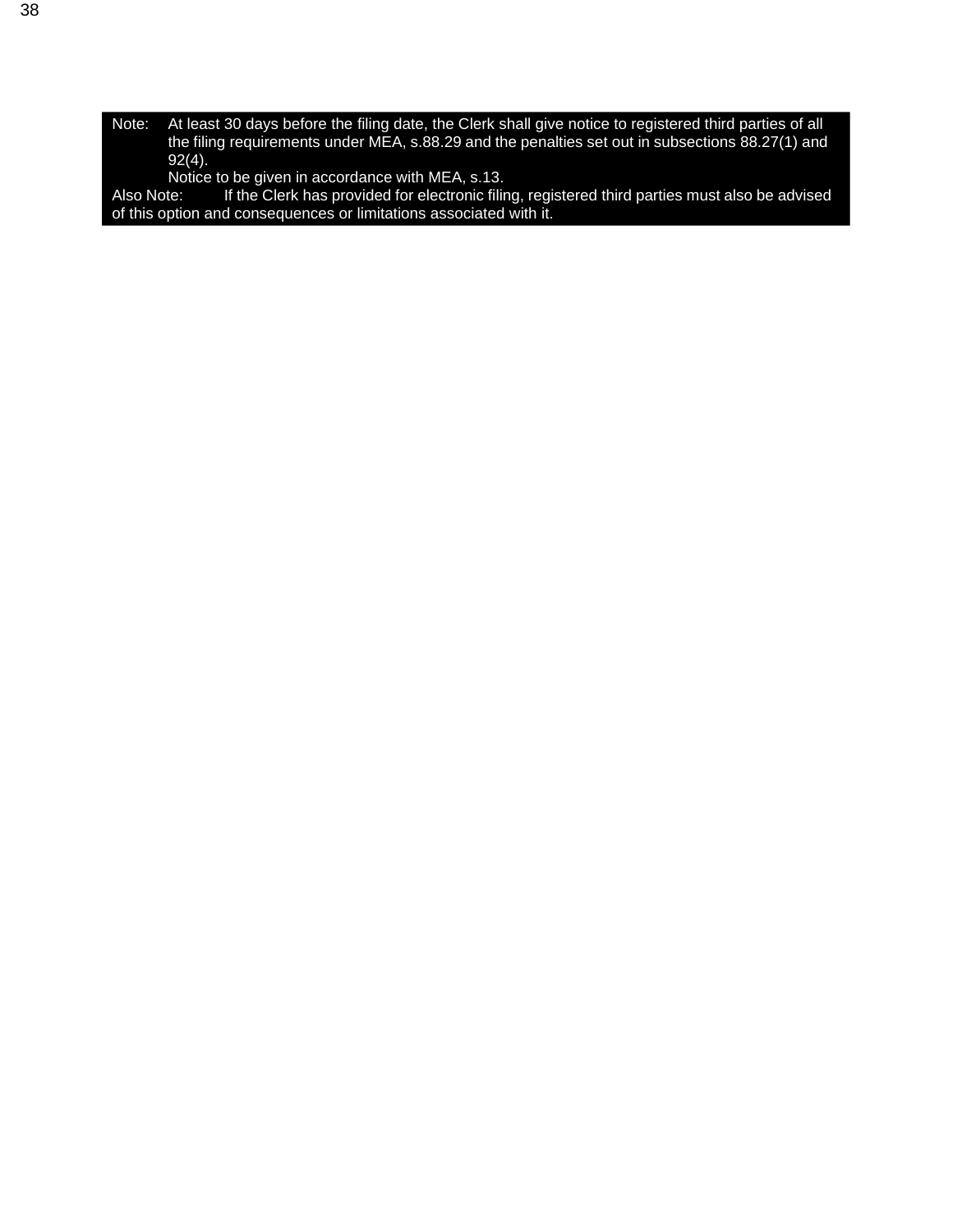Note: At least 30 days before the filing date, the Clerk shall give notice to registered third parties of all the filing requirements under MEA, s.88.29 and the penalties set out in subsections 88.27(1) and 92(4).
Notice to be given in accordance with MEA, s.13.

Also Note: If the Clerk has provided for electronic filing, registered third parties must also be advised of this option and consequences or limitations associated with it.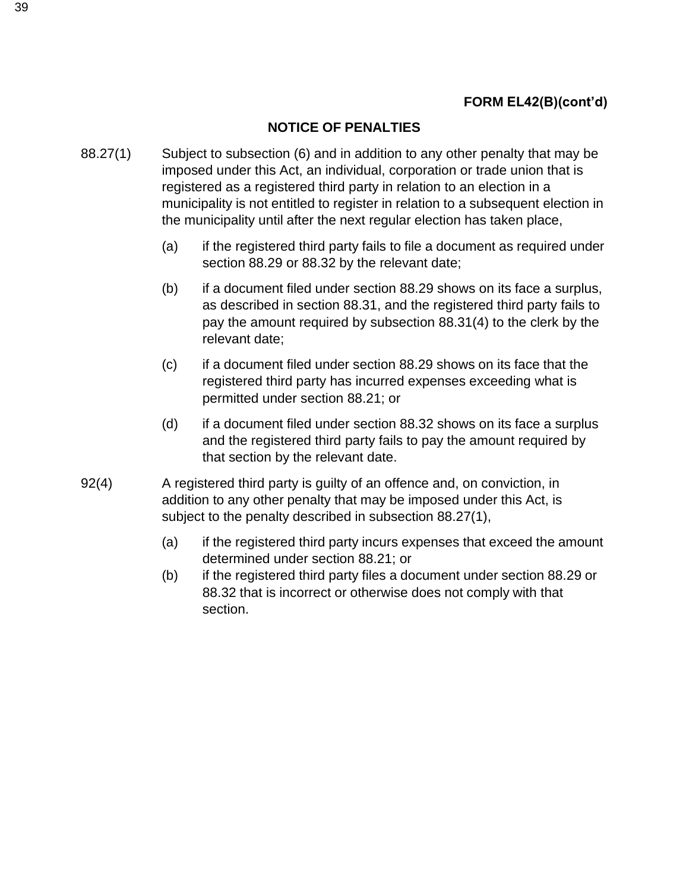**FORM EL42(B)(cont'd)**

## NOTICE OF PENALTIES

88.27(1) Subject to subsection (6) and in addition to any other penalty that may be imposed under this Act, an individual, corporation or trade union that is registered as a registered third party in relation to an election in a municipality is not entitled to register in relation to a subsequent election in the municipality until after the next regular election has taken place,

(a) if the registered third party fails to file a document as required under section 88.29 or 88.32 by the relevant date;

(b) if a document filed under section 88.29 shows on its face a surplus, as described in section 88.31, and the registered third party fails to pay the amount required by subsection 88.31(4) to the clerk by the relevant date;

(c) if a document filed under section 88.29 shows on its face that the registered third party has incurred expenses exceeding what is permitted under section 88.21; or

(d) if a document filed under section 88.32 shows on its face a surplus and the registered third party fails to pay the amount required by that section by the relevant date.

92(4) A registered third party is guilty of an offence and, on conviction, in addition to any other penalty that may be imposed under this Act, is subject to the penalty described in subsection 88.27(1),

(a) if the registered third party incurs expenses that exceed the amount determined under section 88.21; or

(b) if the registered third party files a document under section 88.29 or 88.32 that is incorrect or otherwise does not comply with that section.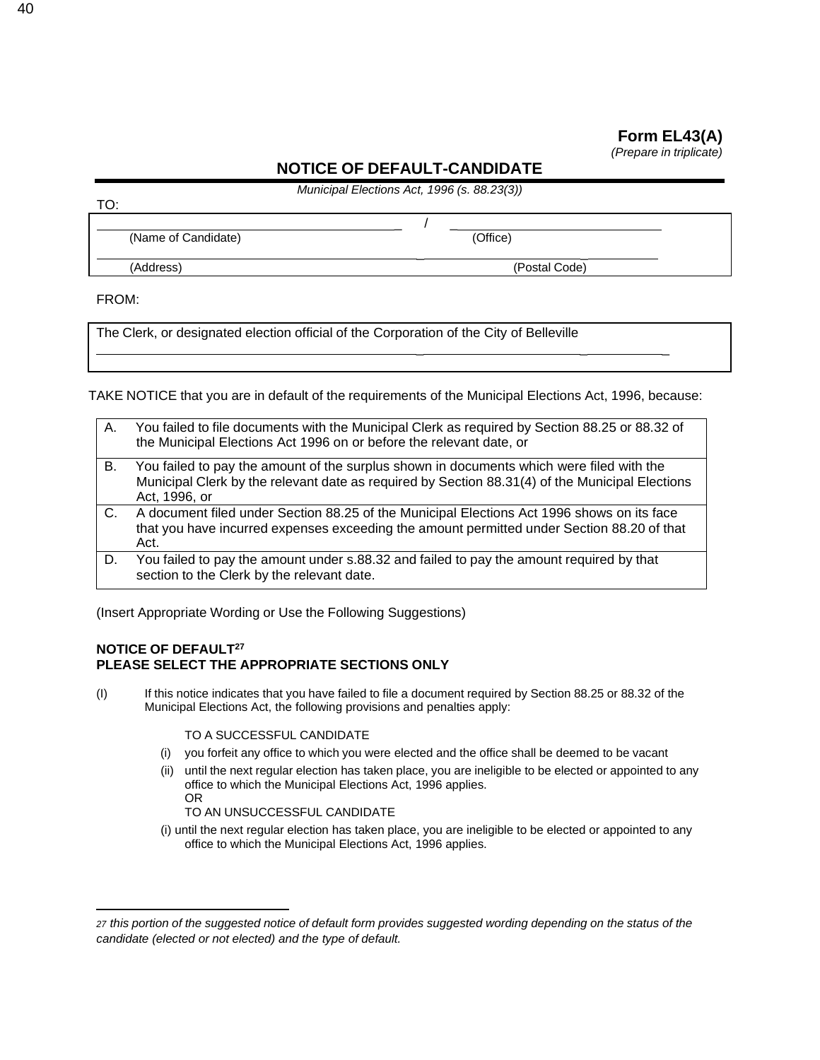**Form EL43(A)**
*(Prepare in triplicate)*

## NOTICE OF DEFAULT-CANDIDATE

*Municipal Elections Act, 1996 (s. 88.23(3))*

TO:

| | |
|---|---|
| _____________________ (Name of Candidate) | / _____________________ (Office) |
| _____________________ (Address) | _____________________ (Postal Code) |

FROM:

| |
|---|
| The Clerk, or designated election official of the Corporation of the City of Belleville |

TAKE NOTICE that you are in default of the requirements of the Municipal Elections Act, 1996, because:

| | |
|---|---|
| A. | You failed to file documents with the Municipal Clerk as required by Section 88.25 or 88.32 of the Municipal Elections Act 1996 on or before the relevant date, or |
| B. | You failed to pay the amount of the surplus shown in documents which were filed with the Municipal Clerk by the relevant date as required by Section 88.31(4) of the Municipal Elections Act, 1996, or |
| C. | A document filed under Section 88.25 of the Municipal Elections Act 1996 shows on its face that you have incurred expenses exceeding the amount permitted under Section 88.20 of that Act. |
| D. | You failed to pay the amount under s.88.32 and failed to pay the amount required by that section to the Clerk by the relevant date. |

(Insert Appropriate Wording or Use the Following Suggestions)

**NOTICE OF DEFAULT[27]**
**PLEASE SELECT THE APPROPRIATE SECTIONS ONLY**

(I) If this notice indicates that you have failed to file a document required by Section 88.25 or 88.32 of the Municipal Elections Act, the following provisions and penalties apply:

TO A SUCCESSFUL CANDIDATE

(i) you forfeit any office to which you were elected and the office shall be deemed to be vacant

(ii) until the next regular election has taken place, you are ineligible to be elected or appointed to any office to which the Municipal Elections Act, 1996 applies.

OR

TO AN UNSUCCESSFUL CANDIDATE

(i) until the next regular election has taken place, you are ineligible to be elected or appointed to any office to which the Municipal Elections Act, 1996 applies.

---

*27 this portion of the suggested notice of default form provides suggested wording depending on the status of the candidate (elected or not elected) and the type of default.*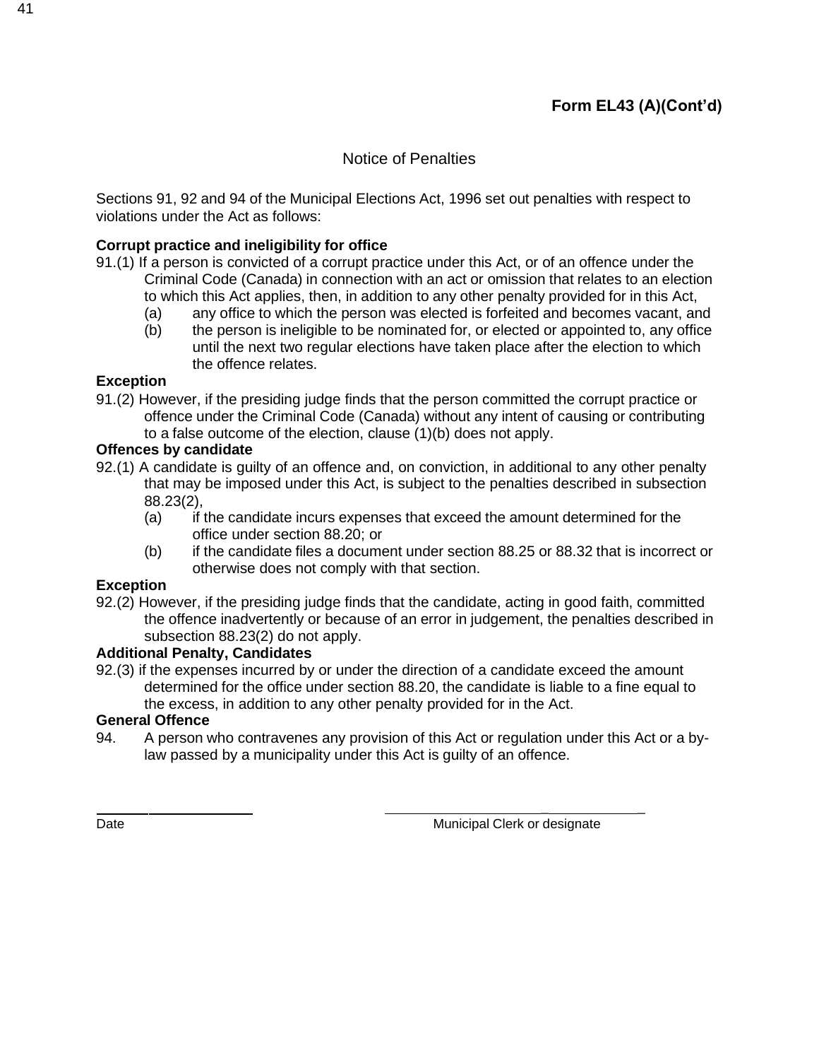**Form EL43 (A)(Cont'd)**

Notice of Penalties

Sections 91, 92 and 94 of the Municipal Elections Act, 1996 set out penalties with respect to violations under the Act as follows:

**Corrupt practice and ineligibility for office**

91.(1) If a person is convicted of a corrupt practice under this Act, or of an offence under the Criminal Code (Canada) in connection with an act or omission that relates to an election to which this Act applies, then, in addition to any other penalty provided for in this Act,

(a) any office to which the person was elected is forfeited and becomes vacant, and

(b) the person is ineligible to be nominated for, or elected or appointed to, any office until the next two regular elections have taken place after the election to which the offence relates.

**Exception**

91.(2) However, if the presiding judge finds that the person committed the corrupt practice or offence under the Criminal Code (Canada) without any intent of causing or contributing to a false outcome of the election, clause (1)(b) does not apply.

**Offences by candidate**

92.(1) A candidate is guilty of an offence and, on conviction, in additional to any other penalty that may be imposed under this Act, is subject to the penalties described in subsection 88.23(2),

(a) if the candidate incurs expenses that exceed the amount determined for the office under section 88.20; or

(b) if the candidate files a document under section 88.25 or 88.32 that is incorrect or otherwise does not comply with that section.

**Exception**

92.(2) However, if the presiding judge finds that the candidate, acting in good faith, committed the offence inadvertently or because of an error in judgement, the penalties described in subsection 88.23(2) do not apply.

**Additional Penalty, Candidates**

92.(3) if the expenses incurred by or under the direction of a candidate exceed the amount determined for the office under section 88.20, the candidate is liable to a fine equal to the excess, in addition to any other penalty provided for in the Act.

**General Offence**

94. A person who contravenes any provision of this Act or regulation under this Act or a by-law passed by a municipality under this Act is guilty of an offence.

\_\_\_\_\_\_\_\_\_\_\_\_\_\_\_\_\_\_ \_\_\_\_\_\_\_\_\_\_\_\_\_\_\_\_\_\_\_\_\_\_\_\_\_\_\_\_

Date Municipal Clerk or designate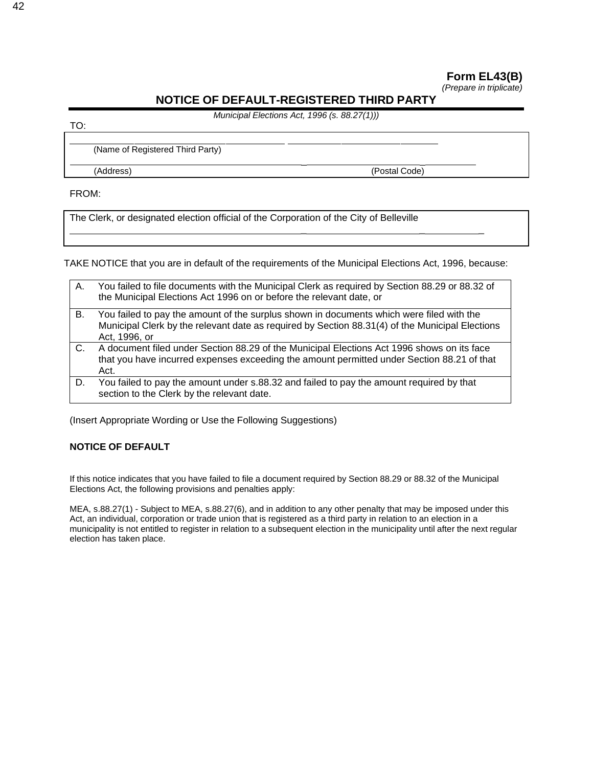**Form EL43(B)**
*(Prepare in triplicate)*

## NOTICE OF DEFAULT-REGISTERED THIRD PARTY

*Municipal Elections Act, 1996 (s. 88.27(1)))*

TO:

_______________________________________________

(Name of Registered Third Party)

_______________________________________________

(Address) (Postal Code)

FROM:

The Clerk, or designated election official of the Corporation of the City of Belleville

_______________________________________________

TAKE NOTICE that you are in default of the requirements of the Municipal Elections Act, 1996, because:

| | |
|---|---|
| A. | You failed to file documents with the Municipal Clerk as required by Section 88.29 or 88.32 of the Municipal Elections Act 1996 on or before the relevant date, or |
| B. | You failed to pay the amount of the surplus shown in documents which were filed with the Municipal Clerk by the relevant date as required by Section 88.31(4) of the Municipal Elections Act, 1996, or |
| C. | A document filed under Section 88.29 of the Municipal Elections Act 1996 shows on its face that you have incurred expenses exceeding the amount permitted under Section 88.21 of that Act. |
| D. | You failed to pay the amount under s.88.32 and failed to pay the amount required by that section to the Clerk by the relevant date. |

(Insert Appropriate Wording or Use the Following Suggestions)

**NOTICE OF DEFAULT**

If this notice indicates that you have failed to file a document required by Section 88.29 or 88.32 of the Municipal Elections Act, the following provisions and penalties apply:

MEA, s.88.27(1) - Subject to MEA, s.88.27(6), and in addition to any other penalty that may be imposed under this Act, an individual, corporation or trade union that is registered as a third party in relation to an election in a municipality is not entitled to register in relation to a subsequent election in the municipality until after the next regular election has taken place.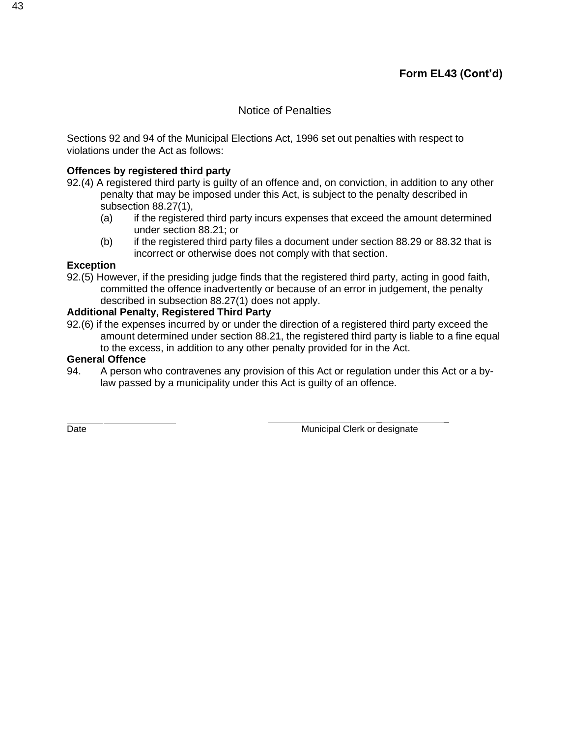**Form EL43 (Cont'd)**

## Notice of Penalties

Sections 92 and 94 of the Municipal Elections Act, 1996 set out penalties with respect to violations under the Act as follows:

**Offences by registered third party**

92.(4) A registered third party is guilty of an offence and, on conviction, in addition to any other penalty that may be imposed under this Act, is subject to the penalty described in subsection 88.27(1),

- (a) if the registered third party incurs expenses that exceed the amount determined under section 88.21; or
- (b) if the registered third party files a document under section 88.29 or 88.32 that is incorrect or otherwise does not comply with that section.

**Exception**

92.(5) However, if the presiding judge finds that the registered third party, acting in good faith, committed the offence inadvertently or because of an error in judgement, the penalty described in subsection 88.27(1) does not apply.

**Additional Penalty, Registered Third Party**

92.(6) if the expenses incurred by or under the direction of a registered third party exceed the amount determined under section 88.21, the registered third party is liable to a fine equal to the excess, in addition to any other penalty provided for in the Act.

**General Offence**

94. A person who contravenes any provision of this Act or regulation under this Act or a by-law passed by a municipality under this Act is guilty of an offence.

\_\_\_\_\_\_\_\_\_\_\_\_\_\_\_\_\_\_\_\_ \_\_\_\_\_\_\_\_\_\_\_\_\_\_\_\_\_\_\_\_\_\_\_\_\_\_\_\_\_\_
Date Municipal Clerk or designate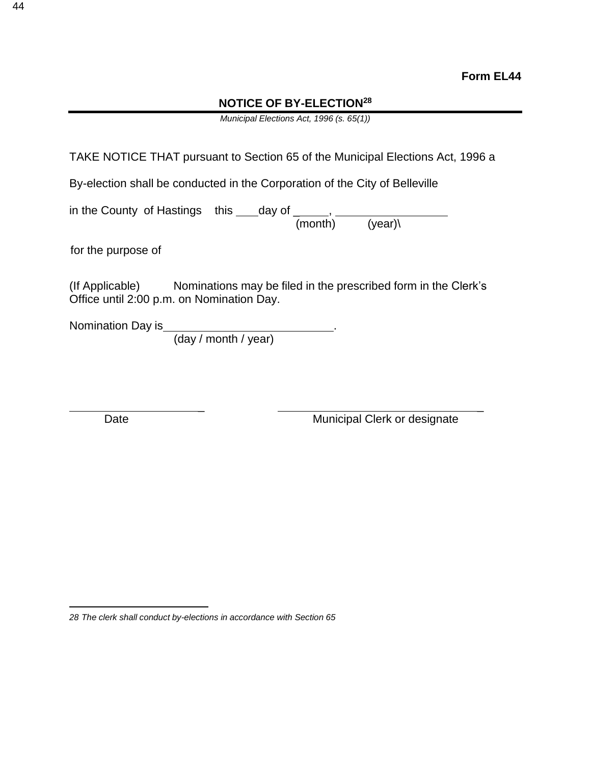**Form EL44**

## NOTICE OF BY-ELECTION[28]

*Municipal Elections Act, 1996 (s. 65(1))*

TAKE NOTICE THAT pursuant to Section 65 of the Municipal Elections Act, 1996 a

By-election shall be conducted in the Corporation of the City of Belleville

in the County of Hastings this ____ day of ______, __________________
(month) (year)\

for the purpose of

(If Applicable) Nominations may be filed in the prescribed form in the Clerk's Office until 2:00 p.m. on Nomination Day.

Nomination Day is____________________________.
(day / month / year)

______________________ ______________________________
Date Municipal Clerk or designate

---

*28 The clerk shall conduct by-elections in accordance with Section 65*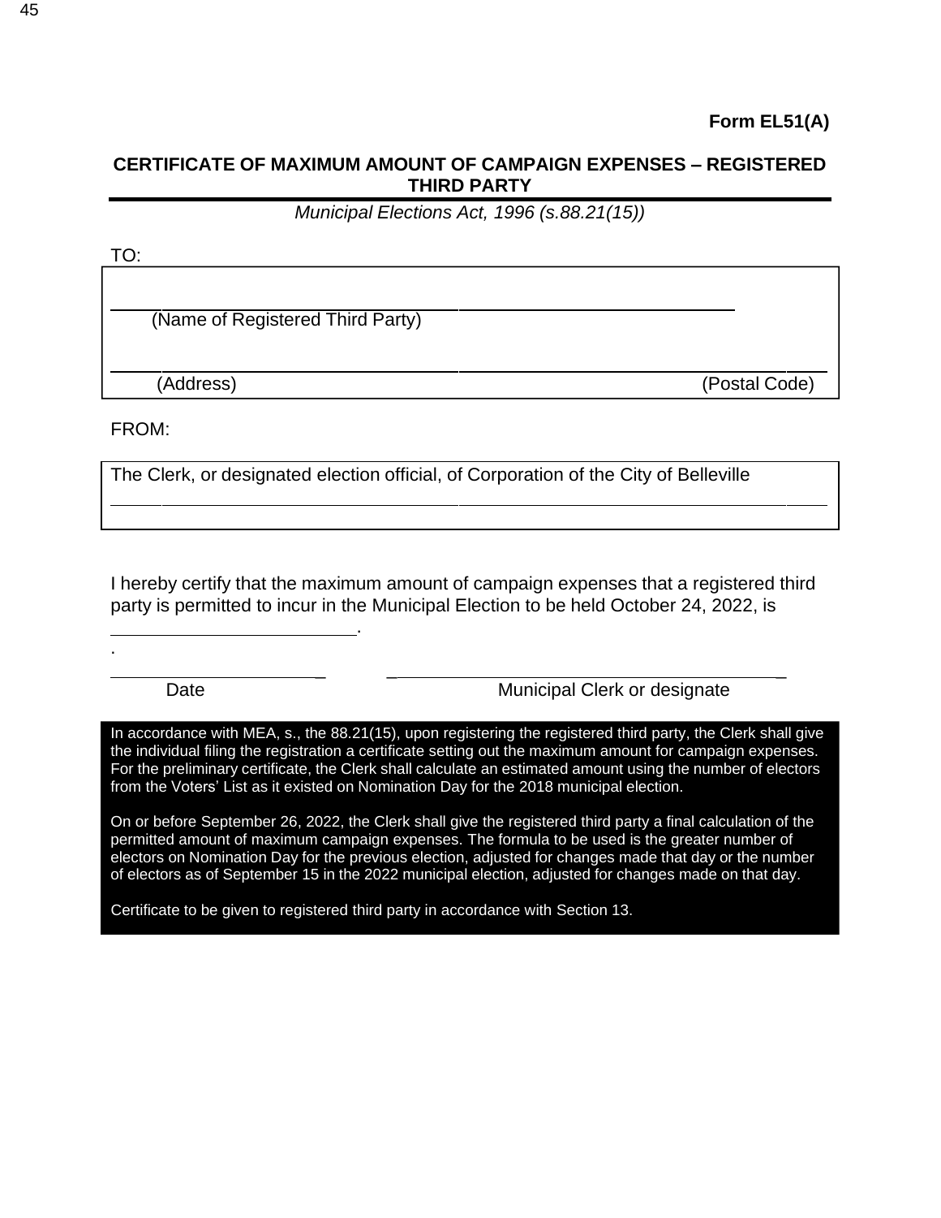**Form EL51(A)**

# CERTIFICATE OF MAXIMUM AMOUNT OF CAMPAIGN EXPENSES – REGISTERED THIRD PARTY

*Municipal Elections Act, 1996 (s.88.21(15))*

TO:

\_\_\_\_\_\_\_\_\_\_\_\_\_\_\_\_\_\_\_\_\_\_\_\_\_\_\_\_\_\_\_\_\_\_\_\_\_\_\_\_\_\_\_\_\_\_\_\_
(Name of Registered Third Party)

\_\_\_\_\_\_\_\_\_\_\_\_\_\_\_\_\_\_\_\_\_\_\_\_\_\_\_\_\_\_\_\_\_\_\_\_\_\_\_\_\_\_\_\_\_\_\_\_\_\_\_\_\_\_\_\_\_\_\_\_
(Address) (Postal Code)

FROM:

The Clerk, or designated election official, of Corporation of the City of Belleville

I hereby certify that the maximum amount of campaign expenses that a registered third party is permitted to incur in the Municipal Election to be held October 24, 2022, is \_\_\_\_\_\_\_\_\_\_\_\_\_\_\_\_\_\_\_\_\_\_\_\_.

\_\_\_\_\_\_\_\_\_\_\_\_\_\_\_\_\_\_\_\_\_\_ \_\_\_\_\_\_\_\_\_\_\_\_\_\_\_\_\_\_\_\_\_\_\_\_\_\_\_\_\_\_\_\_\_\_\_\_\_\_\_\_
Date Municipal Clerk or designate

In accordance with MEA, s., the 88.21(15), upon registering the registered third party, the Clerk shall give the individual filing the registration a certificate setting out the maximum amount for campaign expenses. For the preliminary certificate, the Clerk shall calculate an estimated amount using the number of electors from the Voters' List as it existed on Nomination Day for the 2018 municipal election.

On or before September 26, 2022, the Clerk shall give the registered third party a final calculation of the permitted amount of maximum campaign expenses. The formula to be used is the greater number of electors on Nomination Day for the previous election, adjusted for changes made that day or the number of electors as of September 15 in the 2022 municipal election, adjusted for changes made on that day.

Certificate to be given to registered third party in accordance with Section 13.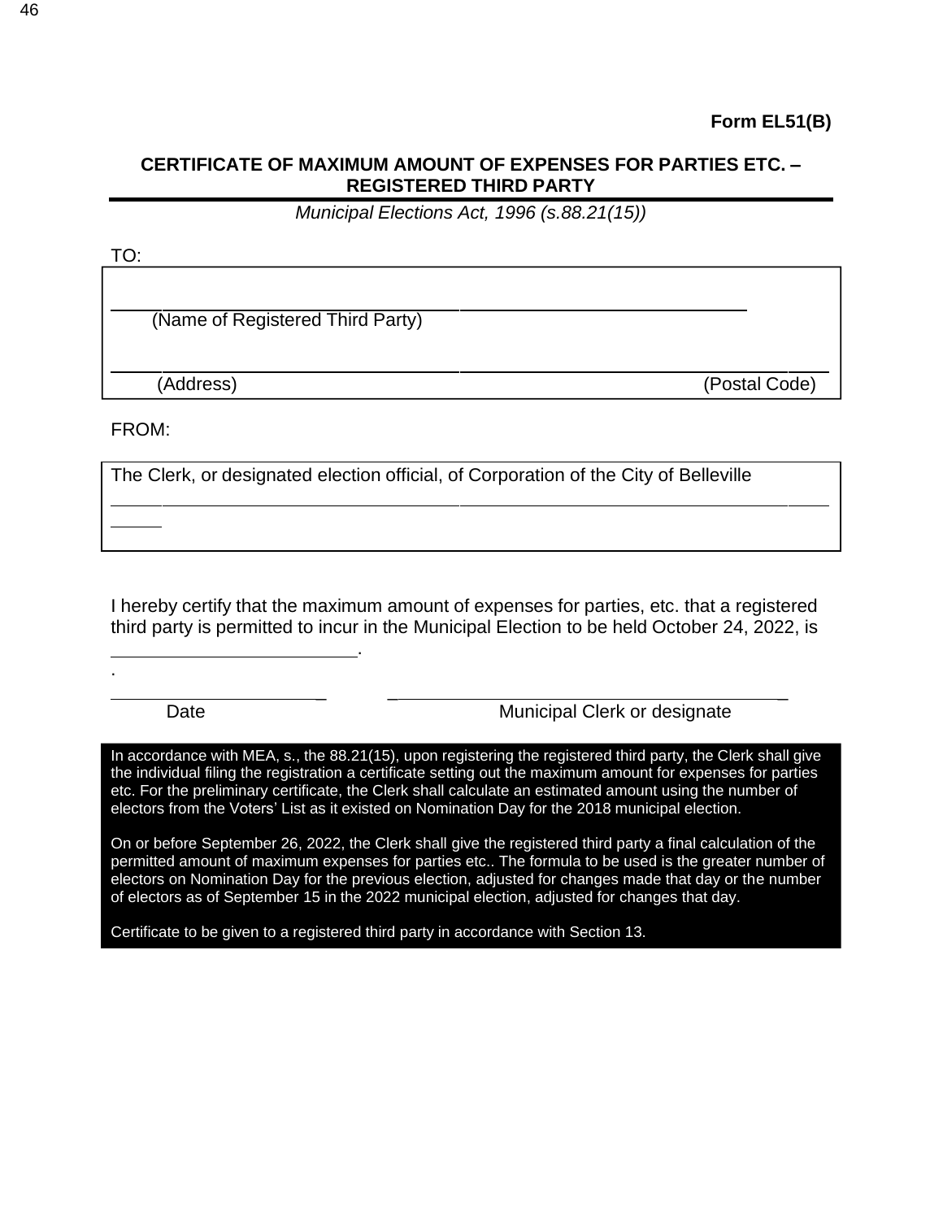**Form EL51(B)**

## CERTIFICATE OF MAXIMUM AMOUNT OF EXPENSES FOR PARTIES ETC. – REGISTERED THIRD PARTY

*Municipal Elections Act, 1996 (s.88.21(15))*

TO:

\_\_\_\_\_\_\_\_\_\_\_\_\_\_\_\_\_\_\_\_\_\_\_\_\_\_\_\_\_\_\_\_\_\_\_\_\_\_\_\_\_\_\_\_\_\_\_\_\_\_\_\_
(Name of Registered Third Party)

\_\_\_\_\_\_\_\_\_\_\_\_\_\_\_\_\_\_\_\_\_\_\_\_\_\_\_\_\_\_\_\_\_\_\_\_\_\_\_\_\_\_\_\_\_\_\_\_\_\_\_\_\_\_\_\_\_\_\_\_
(Address) (Postal Code)

FROM:

The Clerk, or designated election official, of Corporation of the City of Belleville

\_\_\_\_\_\_\_\_\_\_\_\_\_\_\_\_\_\_\_\_\_\_\_\_\_\_\_\_\_\_\_\_\_\_\_\_\_\_\_\_\_\_\_\_\_\_\_\_\_\_\_\_\_\_\_\_\_\_\_\_

I hereby certify that the maximum amount of expenses for parties, etc. that a registered third party is permitted to incur in the Municipal Election to be held October 24, 2022, is \_\_\_\_\_\_\_\_\_\_\_\_\_\_\_\_\_\_\_\_\_\_\_\_.

\_\_\_\_\_\_\_\_\_\_\_\_\_\_\_\_\_\_\_\_ \_\_\_\_\_\_\_\_\_\_\_\_\_\_\_\_\_\_\_\_\_\_\_\_\_\_\_\_\_\_\_\_\_\_\_\_
Date Municipal Clerk or designate

In accordance with MEA, s., the 88.21(15), upon registering the registered third party, the Clerk shall give the individual filing the registration a certificate setting out the maximum amount for expenses for parties etc. For the preliminary certificate, the Clerk shall calculate an estimated amount using the number of electors from the Voters' List as it existed on Nomination Day for the 2018 municipal election.

On or before September 26, 2022, the Clerk shall give the registered third party a final calculation of the permitted amount of maximum expenses for parties etc.. The formula to be used is the greater number of electors on Nomination Day for the previous election, adjusted for changes made that day or the number of electors as of September 15 in the 2022 municipal election, adjusted for changes that day.

Certificate to be given to a registered third party in accordance with Section 13.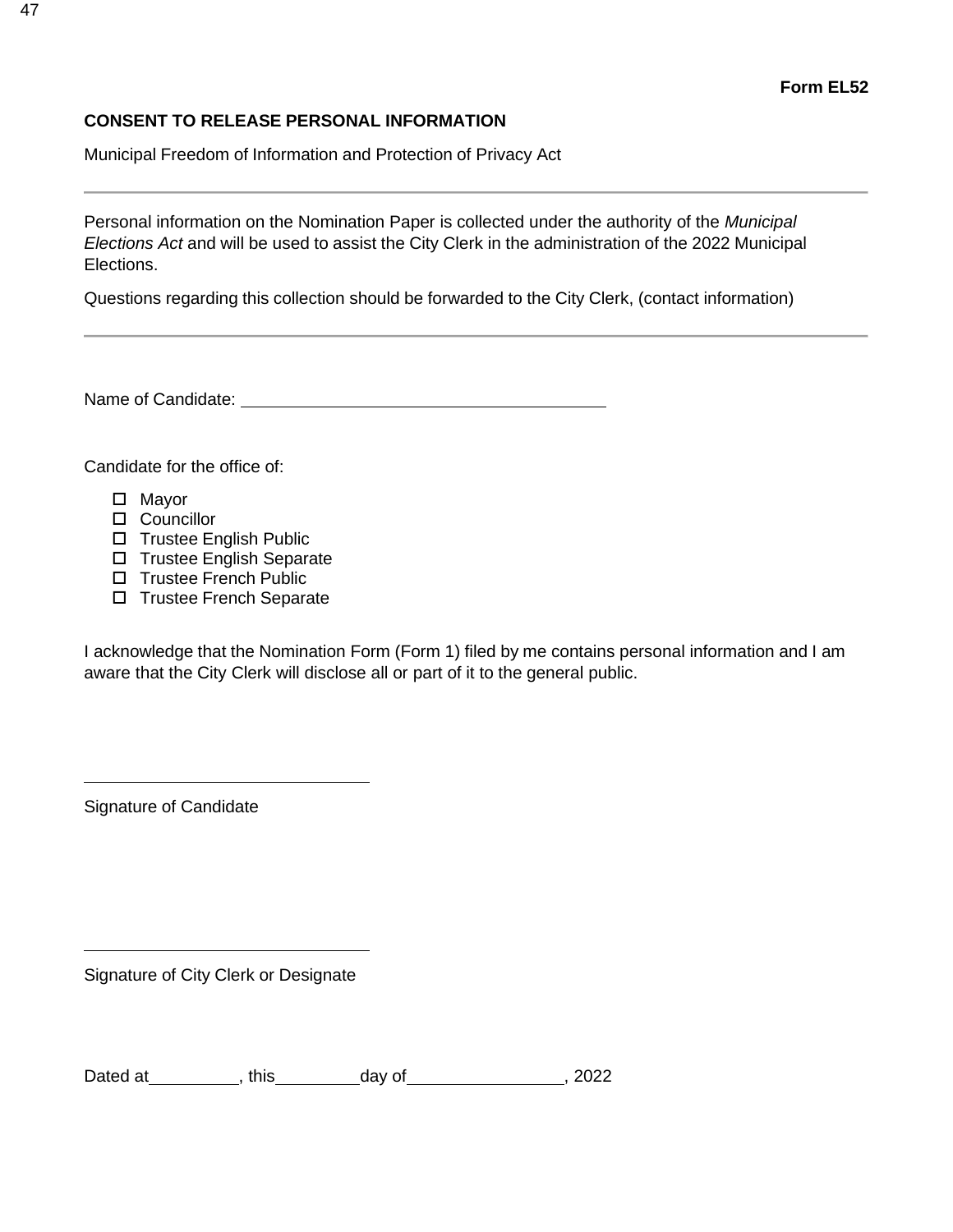**Form EL52**

**CONSENT TO RELEASE PERSONAL INFORMATION**

Municipal Freedom of Information and Protection of Privacy Act

---

Personal information on the Nomination Paper is collected under the authority of the *Municipal Elections Act* and will be used to assist the City Clerk in the administration of the 2022 Municipal Elections.

Questions regarding this collection should be forwarded to the City Clerk, (contact information)

---

Name of Candidate: ______________________________________

Candidate for the office of:

- ☐ Mayor
- ☐ Councillor
- ☐ Trustee English Public
- ☐ Trustee English Separate
- ☐ Trustee French Public
- ☐ Trustee French Separate

I acknowledge that the Nomination Form (Form 1) filed by me contains personal information and I am aware that the City Clerk will disclose all or part of it to the general public.

______________________________

Signature of Candidate

______________________________

Signature of City Clerk or Designate

Dated at__________, this_________day of________________, 2022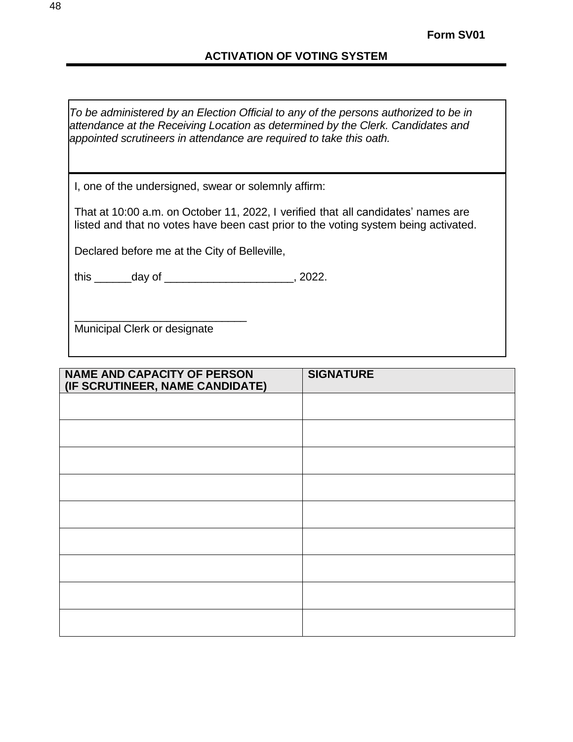**Form SV01**

## ACTIVATION OF VOTING SYSTEM

*To be administered by an Election Official to any of the persons authorized to be in attendance at the Receiving Location as determined by the Clerk. Candidates and appointed scrutineers in attendance are required to take this oath.*

I, one of the undersigned, swear or solemnly affirm:

That at 10:00 a.m. on October 11, 2022, I verified that all candidates' names are listed and that no votes have been cast prior to the voting system being activated.

Declared before me at the City of Belleville,

this ______day of _____________________, 2022.

____________________________
Municipal Clerk or designate

| NAME AND CAPACITY OF PERSON (IF SCRUTINEER, NAME CANDIDATE) | SIGNATURE |
|---|---|
| | |
| | |
| | |
| | |
| | |
| | |
| | |
| | |
| | |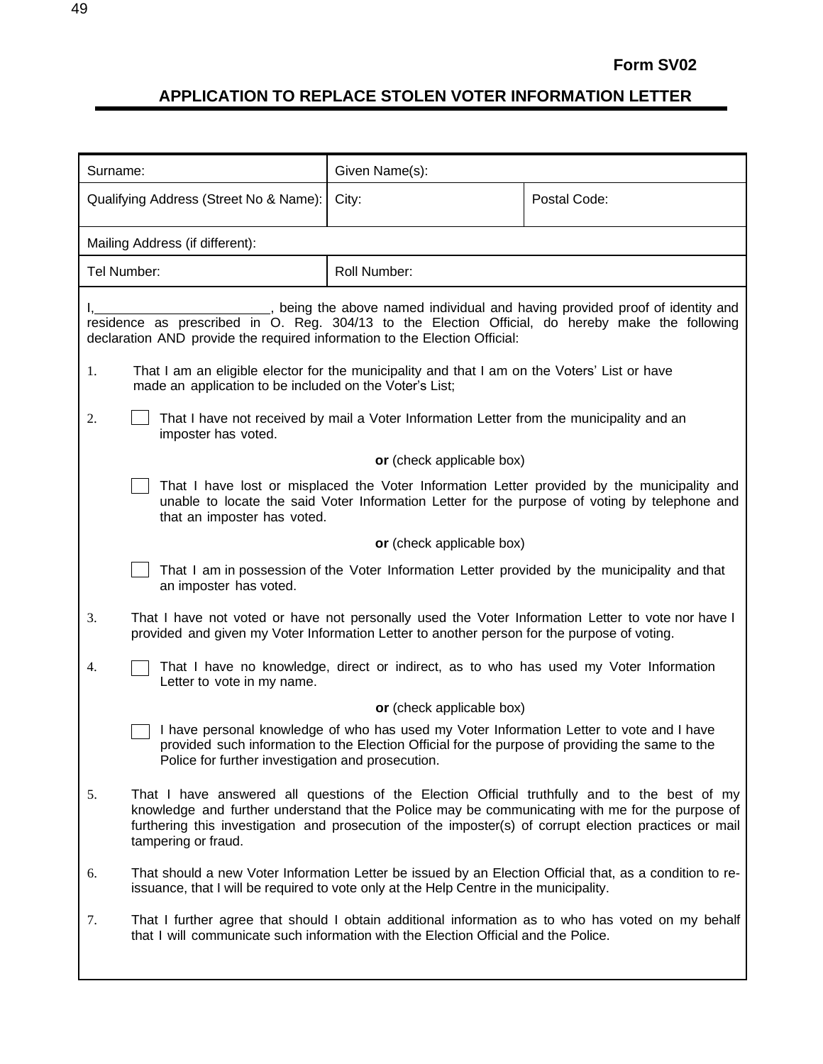**Form SV02**

## APPLICATION TO REPLACE STOLEN VOTER INFORMATION LETTER

| | | |
|---|---|---|
| Surname: | Given Name(s): | |
| Qualifying Address (Street No & Name): | City: | Postal Code: |
| Mailing Address (if different): | | |
| Tel Number: | Roll Number: | |

I,________________________, being the above named individual and having provided proof of identity and residence as prescribed in O. Reg. 304/13 to the Election Official, do hereby make the following declaration AND provide the required information to the Election Official:

1. That I am an eligible elector for the municipality and that I am on the Voters' List or have made an application to be included on the Voter's List;

2. ☐ That I have not received by mail a Voter Information Letter from the municipality and an imposter has voted.

   **or** (check applicable box)

   ☐ That I have lost or misplaced the Voter Information Letter provided by the municipality and unable to locate the said Voter Information Letter for the purpose of voting by telephone and that an imposter has voted.

   **or** (check applicable box)

   ☐ That I am in possession of the Voter Information Letter provided by the municipality and that an imposter has voted.

3. That I have not voted or have not personally used the Voter Information Letter to vote nor have I provided and given my Voter Information Letter to another person for the purpose of voting.

4. ☐ That I have no knowledge, direct or indirect, as to who has used my Voter Information Letter to vote in my name.

   **or** (check applicable box)

   ☐ I have personal knowledge of who has used my Voter Information Letter to vote and I have provided such information to the Election Official for the purpose of providing the same to the Police for further investigation and prosecution.

5. That I have answered all questions of the Election Official truthfully and to the best of my knowledge and further understand that the Police may be communicating with me for the purpose of furthering this investigation and prosecution of the imposter(s) of corrupt election practices or mail tampering or fraud.

6. That should a new Voter Information Letter be issued by an Election Official that, as a condition to re-issuance, that I will be required to vote only at the Help Centre in the municipality.

7. That I further agree that should I obtain additional information as to who has voted on my behalf that I will communicate such information with the Election Official and the Police.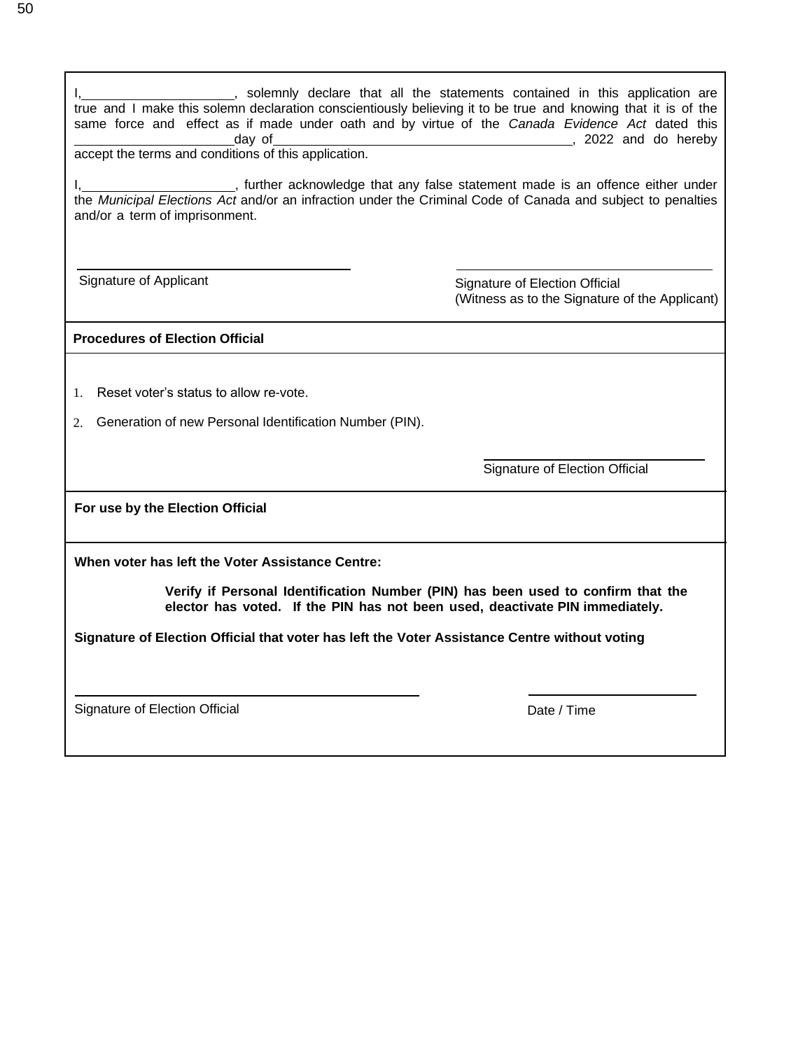I, \_\_\_\_\_\_\_\_\_\_\_\_\_\_\_\_\_\_\_\_, solemnly declare that all the statements contained in this application are true and I make this solemn declaration conscientiously believing it to be true and knowing that it is of the same force and effect as if made under oath and by virtue of the *Canada Evidence Act* dated this \_\_\_\_\_\_\_\_\_\_\_\_\_\_\_\_\_\_\_\_day of\_\_\_\_\_\_\_\_\_\_\_\_\_\_\_\_\_\_\_\_\_\_\_\_\_\_\_\_\_\_\_\_\_\_\_\_\_\_, 2022 and do hereby accept the terms and conditions of this application.

I, \_\_\_\_\_\_\_\_\_\_\_\_\_\_\_\_\_\_\_\_, further acknowledge that any false statement made is an offence either under the *Municipal Elections Act* and/or an infraction under the Criminal Code of Canada and subject to penalties and/or a term of imprisonment.

\_\_\_\_\_\_\_\_\_\_\_\_\_\_\_\_\_\_\_\_\_\_\_\_\_\_\_\_\_\_\_\_\_\_\_\_
Signature of Applicant

\_\_\_\_\_\_\_\_\_\_\_\_\_\_\_\_\_\_\_\_\_\_\_\_\_\_\_\_\_\_\_\_\_\_\_\_
Signature of Election Official
(Witness as to the Signature of the Applicant)

**Procedures of Election Official**

1. Reset voter's status to allow re-vote.
2. Generation of new Personal Identification Number (PIN).

\_\_\_\_\_\_\_\_\_\_\_\_\_\_\_\_\_\_\_\_\_\_\_\_\_\_\_\_\_\_\_\_\_\_\_\_
Signature of Election Official

**For use by the Election Official**

**When voter has left the Voter Assistance Centre:**

**Verify if Personal Identification Number (PIN) has been used to confirm that the elector has voted. If the PIN has not been used, deactivate PIN immediately.**

**Signature of Election Official that voter has left the Voter Assistance Centre without voting**

\_\_\_\_\_\_\_\_\_\_\_\_\_\_\_\_\_\_\_\_\_\_\_\_\_\_\_\_\_\_\_\_\_\_\_\_
Signature of Election Official

\_\_\_\_\_\_\_\_\_\_\_\_\_\_\_\_\_\_\_\_
Date / Time